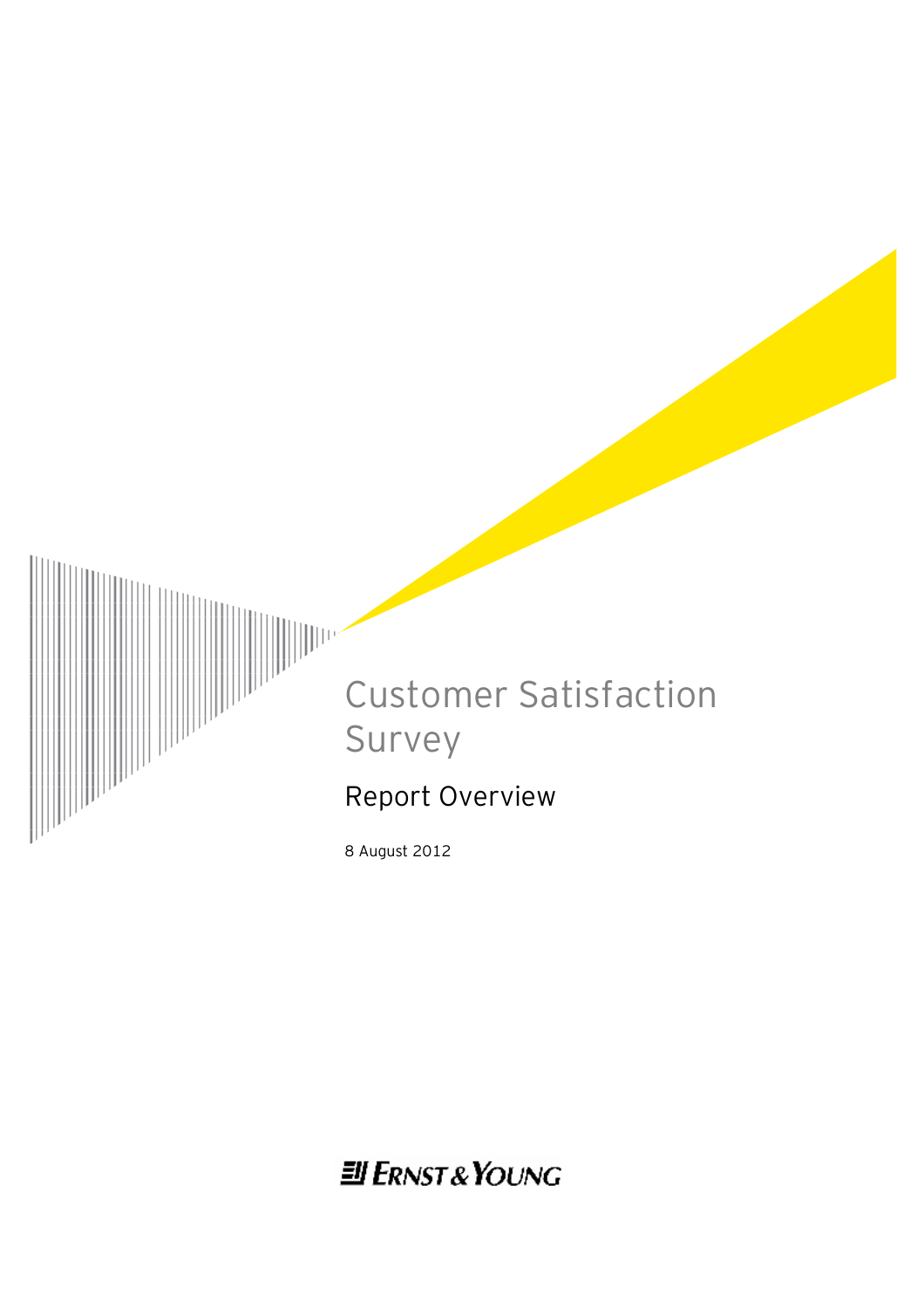# Customer Satisfaction Survey

## Report Overview

8 August 2012

Ernst & Young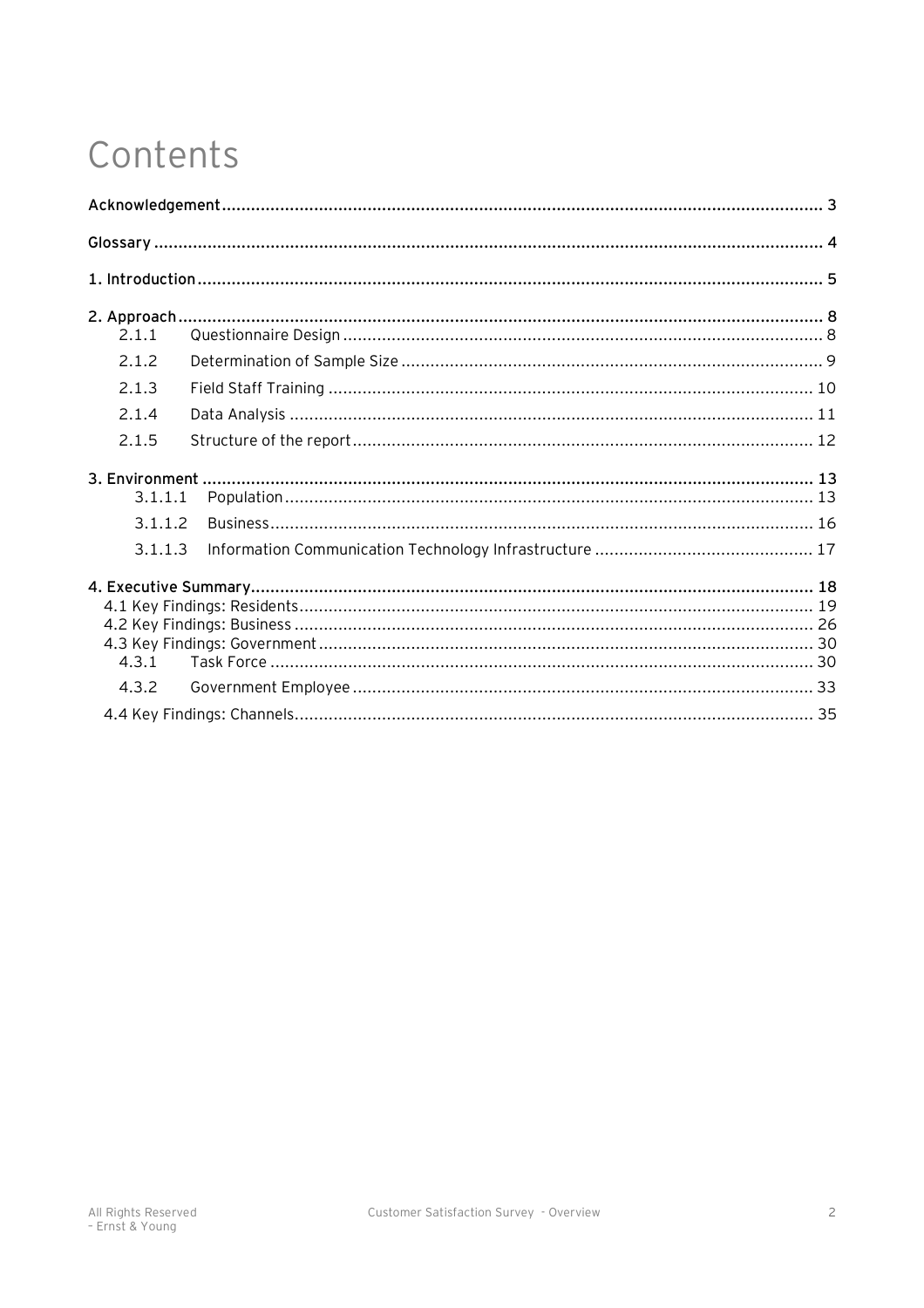# Contents

Acknowledgement .......... 3

Glossary .......... 4

1. Introduction .......... 5

2. Approach .......... 8
   - 2.1.1 Questionnaire Design .......... 8
   - 2.1.2 Determination of Sample Size .......... 9
   - 2.1.3 Field Staff Training .......... 10
   - 2.1.4 Data Analysis .......... 11
   - 2.1.5 Structure of the report .......... 12

3. Environment .......... 13
   - 3.1.1.1 Population .......... 13
   - 3.1.1.2 Business .......... 16
   - 3.1.1.3 Information Communication Technology Infrastructure .......... 17

4. Executive Summary .......... 18
   - 4.1 Key Findings: Residents .......... 19
   - 4.2 Key Findings: Business .......... 26
   - 4.3 Key Findings: Government .......... 30
     - 4.3.1 Task Force .......... 30
     - 4.3.2 Government Employee .......... 33
   - 4.4 Key Findings: Channels .......... 35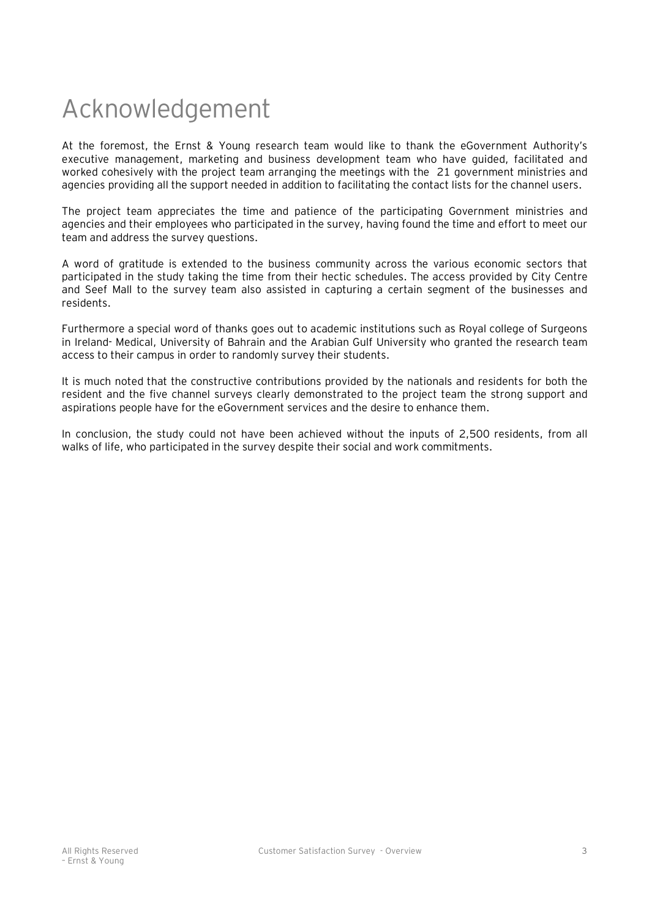# Acknowledgement

At the foremost, the Ernst & Young research team would like to thank the eGovernment Authority's executive management, marketing and business development team who have guided, facilitated and worked cohesively with the project team arranging the meetings with the 21 government ministries and agencies providing all the support needed in addition to facilitating the contact lists for the channel users.

The project team appreciates the time and patience of the participating Government ministries and agencies and their employees who participated in the survey, having found the time and effort to meet our team and address the survey questions.

A word of gratitude is extended to the business community across the various economic sectors that participated in the study taking the time from their hectic schedules. The access provided by City Centre and Seef Mall to the survey team also assisted in capturing a certain segment of the businesses and residents.

Furthermore a special word of thanks goes out to academic institutions such as Royal college of Surgeons in Ireland- Medical, University of Bahrain and the Arabian Gulf University who granted the research team access to their campus in order to randomly survey their students.

It is much noted that the constructive contributions provided by the nationals and residents for both the resident and the five channel surveys clearly demonstrated to the project team the strong support and aspirations people have for the eGovernment services and the desire to enhance them.

In conclusion, the study could not have been achieved without the inputs of 2,500 residents, from all walks of life, who participated in the survey despite their social and work commitments.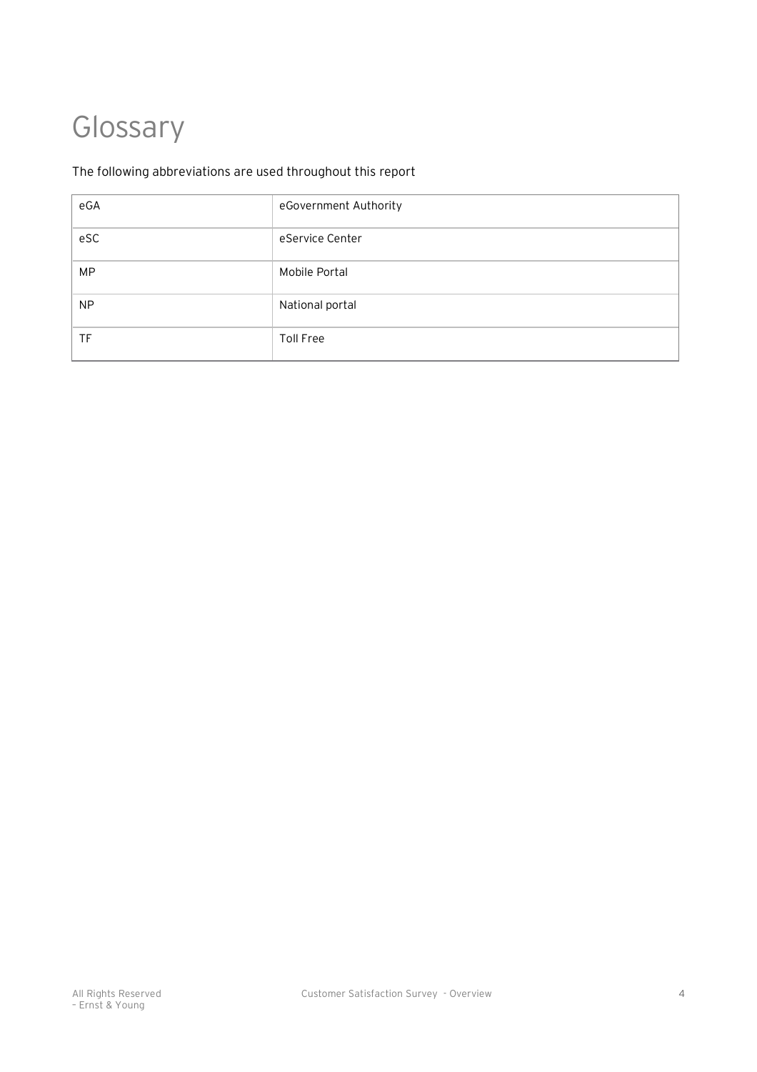# Glossary

The following abbreviations are used throughout this report

| | |
|---|---|
| eGA | eGovernment Authority |
| eSC | eService Center |
| MP | Mobile Portal |
| NP | National portal |
| TF | Toll Free |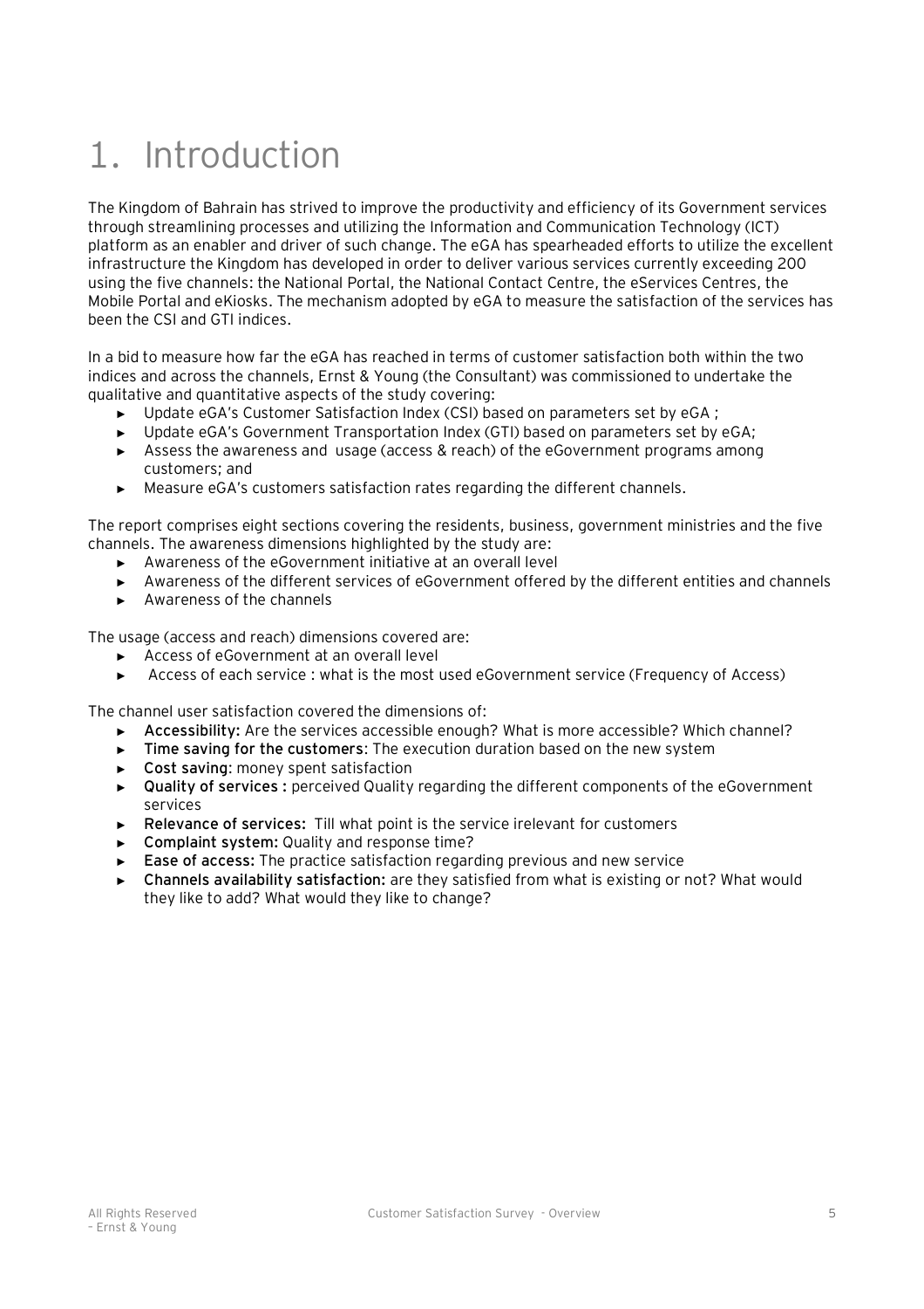# 1. Introduction

The Kingdom of Bahrain has strived to improve the productivity and efficiency of its Government services through streamlining processes and utilizing the Information and Communication Technology (ICT) platform as an enabler and driver of such change. The eGA has spearheaded efforts to utilize the excellent infrastructure the Kingdom has developed in order to deliver various services currently exceeding 200 using the five channels: the National Portal, the National Contact Centre, the eServices Centres, the Mobile Portal and eKiosks. The mechanism adopted by eGA to measure the satisfaction of the services has been the CSI and GTI indices.

In a bid to measure how far the eGA has reached in terms of customer satisfaction both within the two indices and across the channels, Ernst & Young (the Consultant) was commissioned to undertake the qualitative and quantitative aspects of the study covering:

- Update eGA's Customer Satisfaction Index (CSI) based on parameters set by eGA ;
- Update eGA's Government Transportation Index (GTI) based on parameters set by eGA;
- Assess the awareness and usage (access & reach) of the eGovernment programs among customers; and
- Measure eGA's customers satisfaction rates regarding the different channels.

The report comprises eight sections covering the residents, business, government ministries and the five channels. The awareness dimensions highlighted by the study are:

- Awareness of the eGovernment initiative at an overall level
- Awareness of the different services of eGovernment offered by the different entities and channels
- Awareness of the channels

The usage (access and reach) dimensions covered are:

- Access of eGovernment at an overall level
- Access of each service : what is the most used eGovernment service (Frequency of Access)

The channel user satisfaction covered the dimensions of:

- **Accessibility:** Are the services accessible enough? What is more accessible? Which channel?
- **Time saving for the customers**: The execution duration based on the new system
- **Cost saving**: money spent satisfaction
- **Quality of services :** perceived Quality regarding the different components of the eGovernment services
- **Relevance of services:** Till what point is the service irelevant for customers
- **Complaint system:** Quality and response time?
- **Ease of access:** The practice satisfaction regarding previous and new service
- **Channels availability satisfaction:** are they satisfied from what is existing or not? What would they like to add? What would they like to change?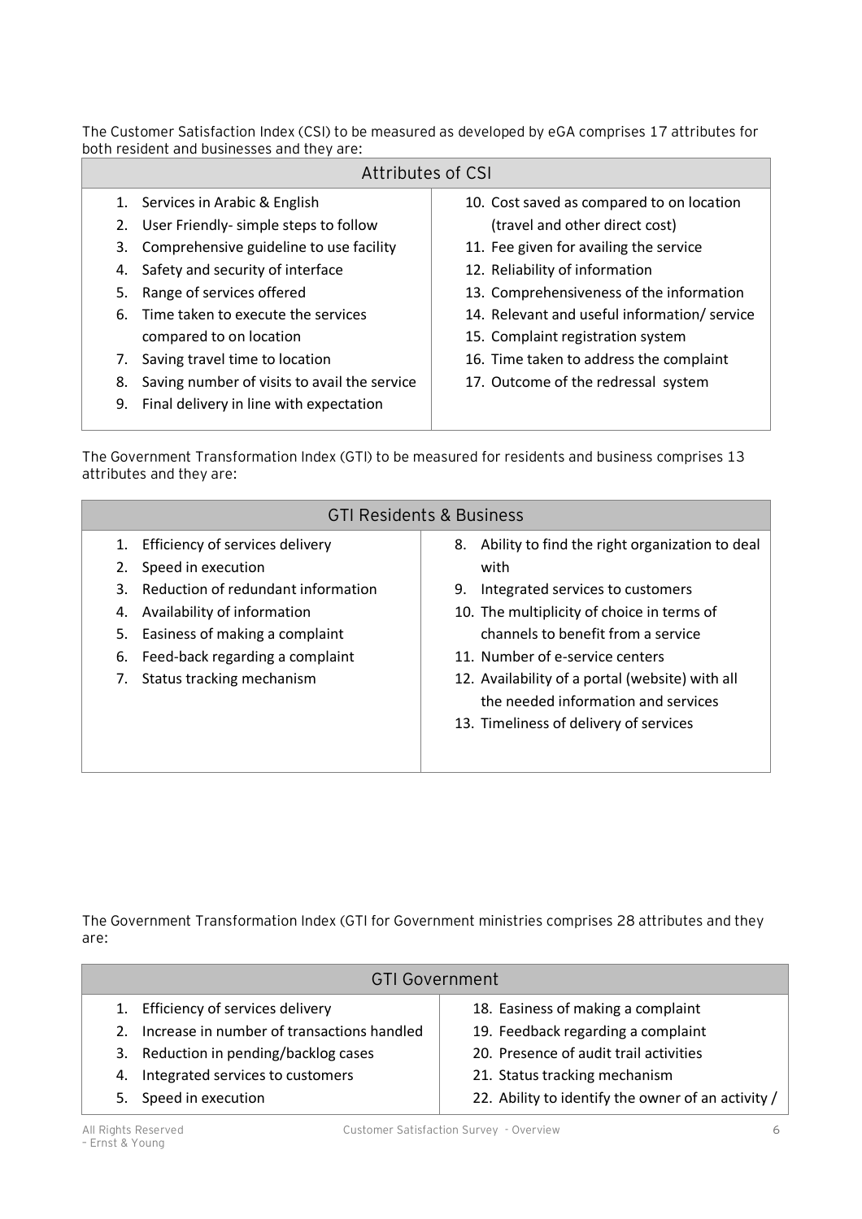The Customer Satisfaction Index (CSI) to be measured as developed by eGA comprises 17 attributes for both resident and businesses and they are:

| Attributes of CSI | |
|---|---|
| 1. Services in Arabic & English<br>2. User Friendly- simple steps to follow<br>3. Comprehensive guideline to use facility<br>4. Safety and security of interface<br>5. Range of services offered<br>6. Time taken to execute the services compared to on location<br>7. Saving travel time to location<br>8. Saving number of visits to avail the service<br>9. Final delivery in line with expectation | 10. Cost saved as compared to on location (travel and other direct cost)<br>11. Fee given for availing the service<br>12. Reliability of information<br>13. Comprehensiveness of the information<br>14. Relevant and useful information/ service<br>15. Complaint registration system<br>16. Time taken to address the complaint<br>17. Outcome of the redressal system |

The Government Transformation Index (GTI) to be measured for residents and business comprises 13 attributes and they are:

| GTI Residents & Business | |
|---|---|
| 1. Efficiency of services delivery<br>2. Speed in execution<br>3. Reduction of redundant information<br>4. Availability of information<br>5. Easiness of making a complaint<br>6. Feed-back regarding a complaint<br>7. Status tracking mechanism | 8. Ability to find the right organization to deal with<br>9. Integrated services to customers<br>10. The multiplicity of choice in terms of channels to benefit from a service<br>11. Number of e-service centers<br>12. Availability of a portal (website) with all the needed information and services<br>13. Timeliness of delivery of services |

The Government Transformation Index (GTI for Government ministries comprises 28 attributes and they are:

| GTI Government | |
|---|---|
| 1. Efficiency of services delivery<br>2. Increase in number of transactions handled<br>3. Reduction in pending/backlog cases<br>4. Integrated services to customers<br>5. Speed in execution | 18. Easiness of making a complaint<br>19. Feedback regarding a complaint<br>20. Presence of audit trail activities<br>21. Status tracking mechanism<br>22. Ability to identify the owner of an activity / |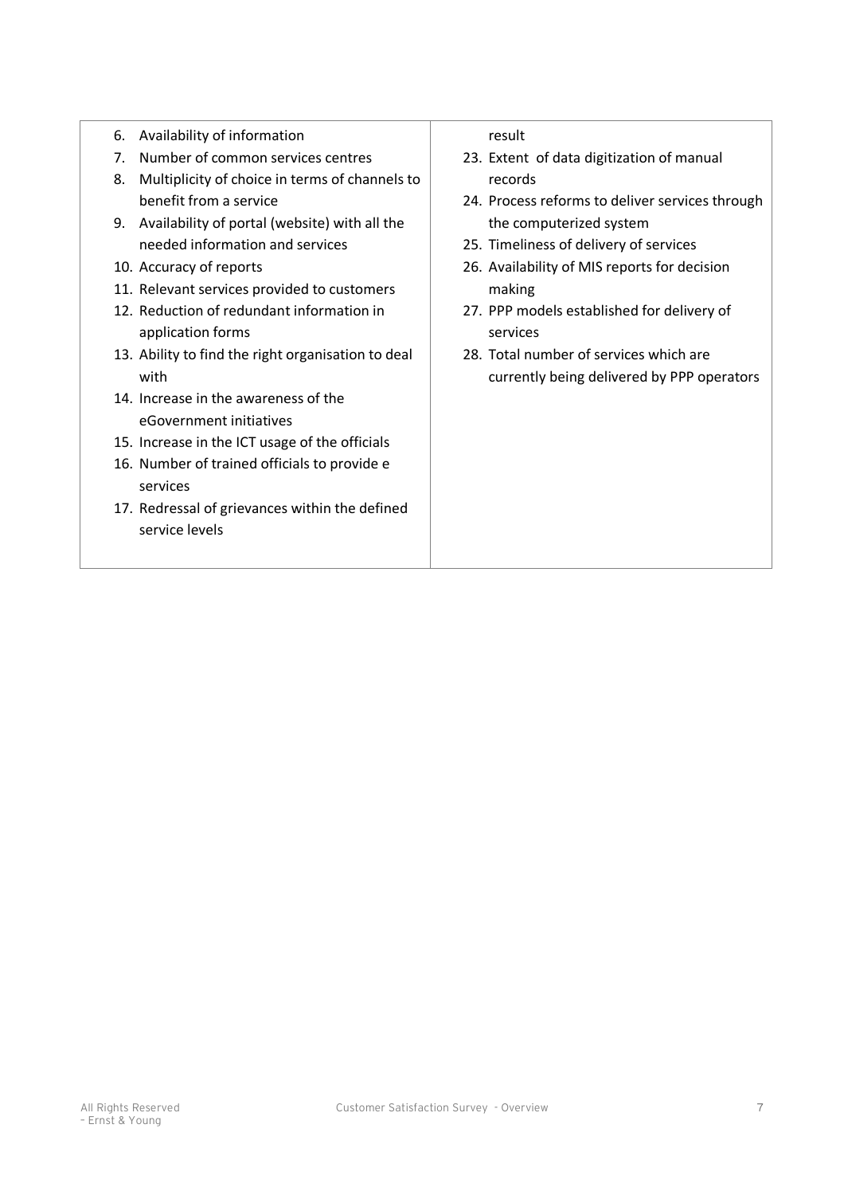| | |
|---|---|
| 6. Availability of information<br>7. Number of common services centres<br>8. Multiplicity of choice in terms of channels to benefit from a service<br>9. Availability of portal (website) with all the needed information and services<br>10. Accuracy of reports<br>11. Relevant services provided to customers<br>12. Reduction of redundant information in application forms<br>13. Ability to find the right organisation to deal with<br>14. Increase in the awareness of the eGovernment initiatives<br>15. Increase in the ICT usage of the officials<br>16. Number of trained officials to provide e services<br>17. Redressal of grievances within the defined service levels | result<br>23. Extent of data digitization of manual records<br>24. Process reforms to deliver services through the computerized system<br>25. Timeliness of delivery of services<br>26. Availability of MIS reports for decision making<br>27. PPP models established for delivery of services<br>28. Total number of services which are currently being delivered by PPP operators |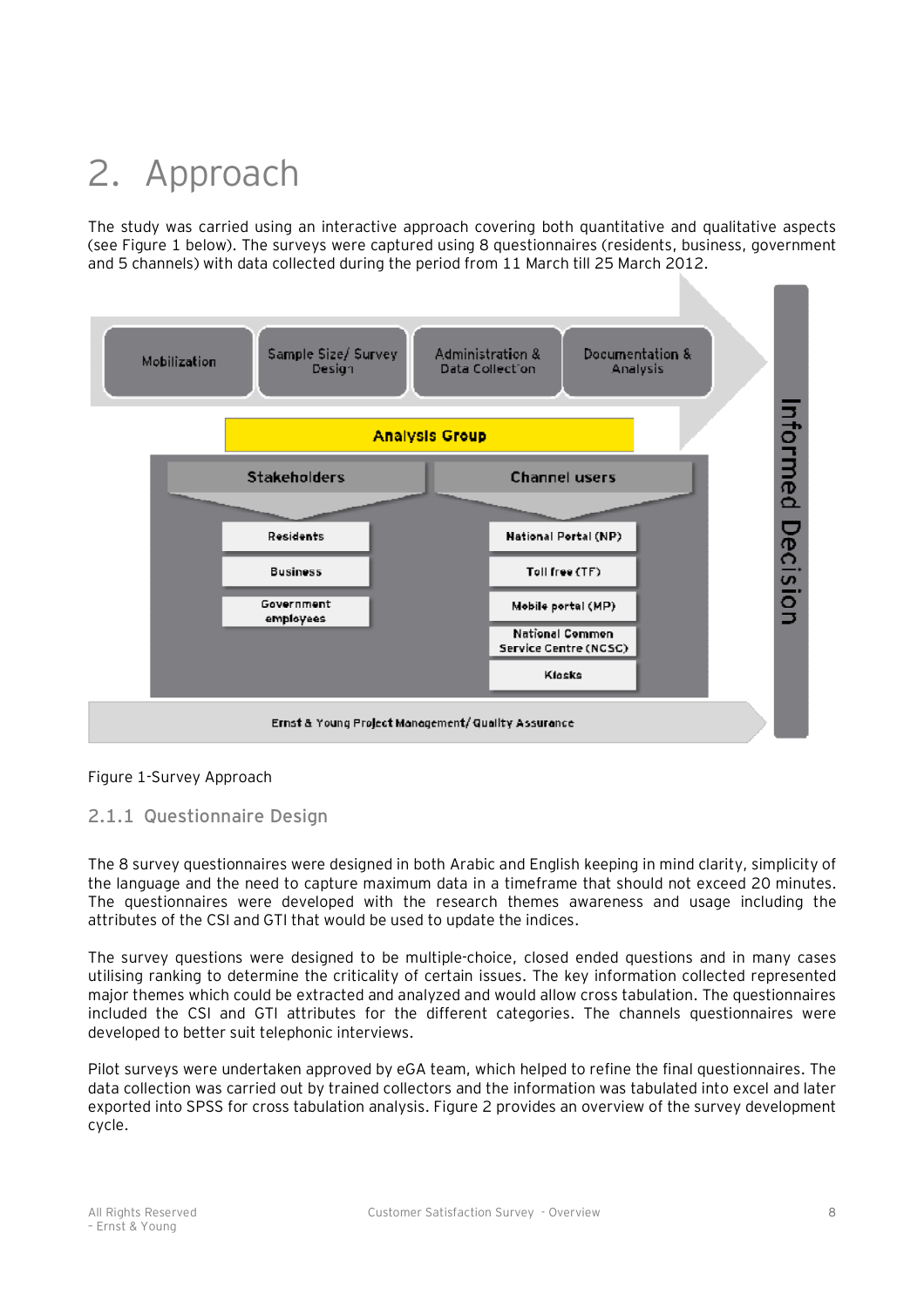# 2. Approach

The study was carried using an interactive approach covering both quantitative and qualitative aspects (see Figure 1 below). The surveys were captured using 8 questionnaires (residents, business, government and 5 channels) with data collected during the period from 11 March till 25 March 2012.

Mobilization → Sample Size/ Survey Design → Administration & Data Collection → Documentation & Analysis

Analysis Group

Stakeholders: Residents; Business; Government employees

Channel users: National Portal (NP); Toll free (TF); Mobile portal (MP); National Common Service Centre (NCSC); Kiosks

Ernst & Young Project Management/ Quality Assurance

Informed Decision

Figure 1-Survey Approach

### 2.1.1 Questionnaire Design

The 8 survey questionnaires were designed in both Arabic and English keeping in mind clarity, simplicity of the language and the need to capture maximum data in a timeframe that should not exceed 20 minutes. The questionnaires were developed with the research themes awareness and usage including the attributes of the CSI and GTI that would be used to update the indices.

The survey questions were designed to be multiple-choice, closed ended questions and in many cases utilising ranking to determine the criticality of certain issues. The key information collected represented major themes which could be extracted and analyzed and would allow cross tabulation. The questionnaires included the CSI and GTI attributes for the different categories. The channels questionnaires were developed to better suit telephonic interviews.

Pilot surveys were undertaken approved by eGA team, which helped to refine the final questionnaires. The data collection was carried out by trained collectors and the information was tabulated into excel and later exported into SPSS for cross tabulation analysis. Figure 2 provides an overview of the survey development cycle.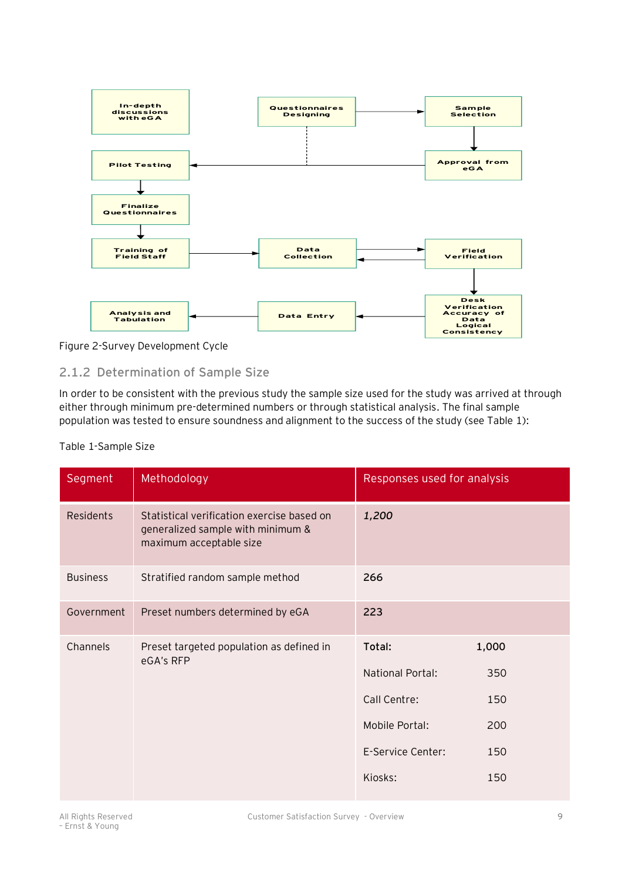Figure 2-Survey Development Cycle

### 2.1.2 Determination of Sample Size

In order to be consistent with the previous study the sample size used for the study was arrived at through either through minimum pre-determined numbers or through statistical analysis. The final sample population was tested to ensure soundness and alignment to the success of the study (see Table 1):

Table 1-Sample Size

| Segment | Methodology | Responses used for analysis | |
|---|---|---|---|
| Residents | Statistical verification exercise based on generalized sample with minimum & maximum acceptable size | *1,200* | |
| Business | Stratified random sample method | 266 | |
| Government | Preset numbers determined by eGA | 223 | |
| Channels | Preset targeted population as defined in eGA's RFP | **Total:** | **1,000** |
| | | National Portal: | 350 |
| | | Call Centre: | 150 |
| | | Mobile Portal: | 200 |
| | | E-Service Center: | 150 |
| | | Kiosks: | 150 |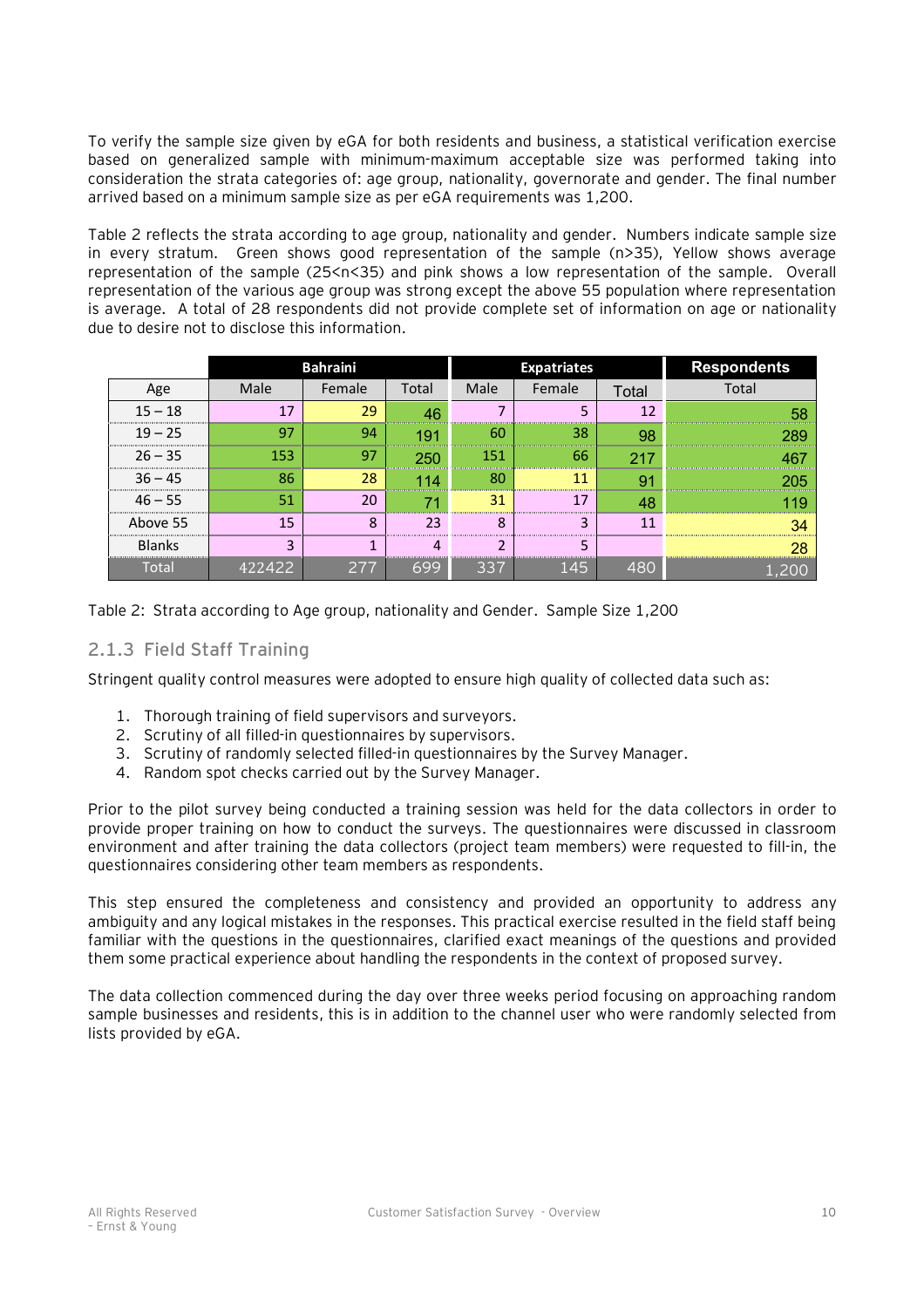To verify the sample size given by eGA for both residents and business, a statistical verification exercise based on generalized sample with minimum-maximum acceptable size was performed taking into consideration the strata categories of: age group, nationality, governorate and gender. The final number arrived based on a minimum sample size as per eGA requirements was 1,200.

Table 2 reflects the strata according to age group, nationality and gender. Numbers indicate sample size in every stratum. Green shows good representation of the sample (n>35), Yellow shows average representation of the sample (25<n<35) and pink shows a low representation of the sample. Overall representation of the various age group was strong except the above 55 population where representation is average. A total of 28 respondents did not provide complete set of information on age or nationality due to desire not to disclose this information.

| | Bahraini | | | Expatriates | | | Respondents |
|---|---|---|---|---|---|---|---|
| Age | Male | Female | Total | Male | Female | Total | Total |
| 15 – 18 | 17 | 29 | 46 | 7 | 5 | 12 | 58 |
| 19 – 25 | 97 | 94 | 191 | 60 | 38 | 98 | 289 |
| 26 – 35 | 153 | 97 | 250 | 151 | 66 | 217 | 467 |
| 36 – 45 | 86 | 28 | 114 | 80 | 11 | 91 | 205 |
| 46 – 55 | 51 | 20 | 71 | 31 | 17 | 48 | 119 |
| Above 55 | 15 | 8 | 23 | 8 | 3 | 11 | 34 |
| Blanks | 3 | 1 | 4 | 2 | 5 | | 28 |
| Total | 422422 | 277 | 699 | 337 | 145 | 480 | 1,200 |

Table 2: Strata according to Age group, nationality and Gender. Sample Size 1,200

### 2.1.3 Field Staff Training

Stringent quality control measures were adopted to ensure high quality of collected data such as:

1. Thorough training of field supervisors and surveyors.
2. Scrutiny of all filled-in questionnaires by supervisors.
3. Scrutiny of randomly selected filled-in questionnaires by the Survey Manager.
4. Random spot checks carried out by the Survey Manager.

Prior to the pilot survey being conducted a training session was held for the data collectors in order to provide proper training on how to conduct the surveys. The questionnaires were discussed in classroom environment and after training the data collectors (project team members) were requested to fill-in, the questionnaires considering other team members as respondents.

This step ensured the completeness and consistency and provided an opportunity to address any ambiguity and any logical mistakes in the responses. This practical exercise resulted in the field staff being familiar with the questions in the questionnaires, clarified exact meanings of the questions and provided them some practical experience about handling the respondents in the context of proposed survey.

The data collection commenced during the day over three weeks period focusing on approaching random sample businesses and residents, this is in addition to the channel user who were randomly selected from lists provided by eGA.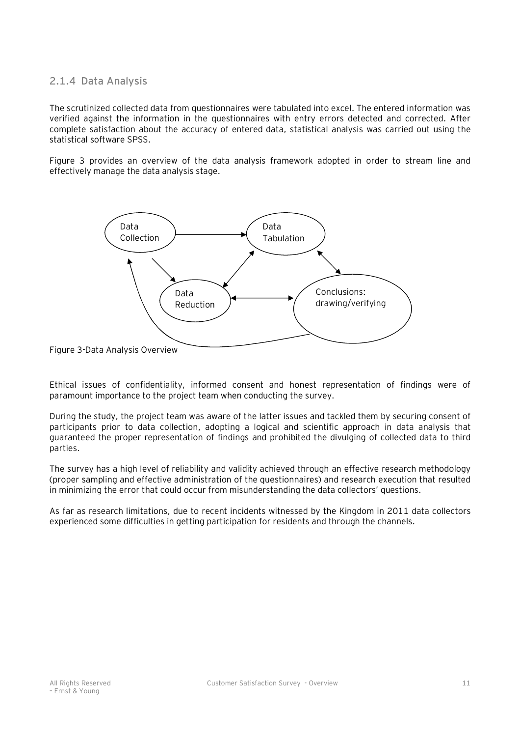### 2.1.4 Data Analysis

The scrutinized collected data from questionnaires were tabulated into excel. The entered information was verified against the information in the questionnaires with entry errors detected and corrected. After complete satisfaction about the accuracy of entered data, statistical analysis was carried out using the statistical software SPSS.

Figure 3 provides an overview of the data analysis framework adopted in order to stream line and effectively manage the data analysis stage.

Data Collection

Data Tabulation

Data Reduction

Conclusions: drawing/verifying

Figure 3-Data Analysis Overview

Ethical issues of confidentiality, informed consent and honest representation of findings were of paramount importance to the project team when conducting the survey.

During the study, the project team was aware of the latter issues and tackled them by securing consent of participants prior to data collection, adopting a logical and scientific approach in data analysis that guaranteed the proper representation of findings and prohibited the divulging of collected data to third parties.

The survey has a high level of reliability and validity achieved through an effective research methodology (proper sampling and effective administration of the questionnaires) and research execution that resulted in minimizing the error that could occur from misunderstanding the data collectors' questions.

As far as research limitations, due to recent incidents witnessed by the Kingdom in 2011 data collectors experienced some difficulties in getting participation for residents and through the channels.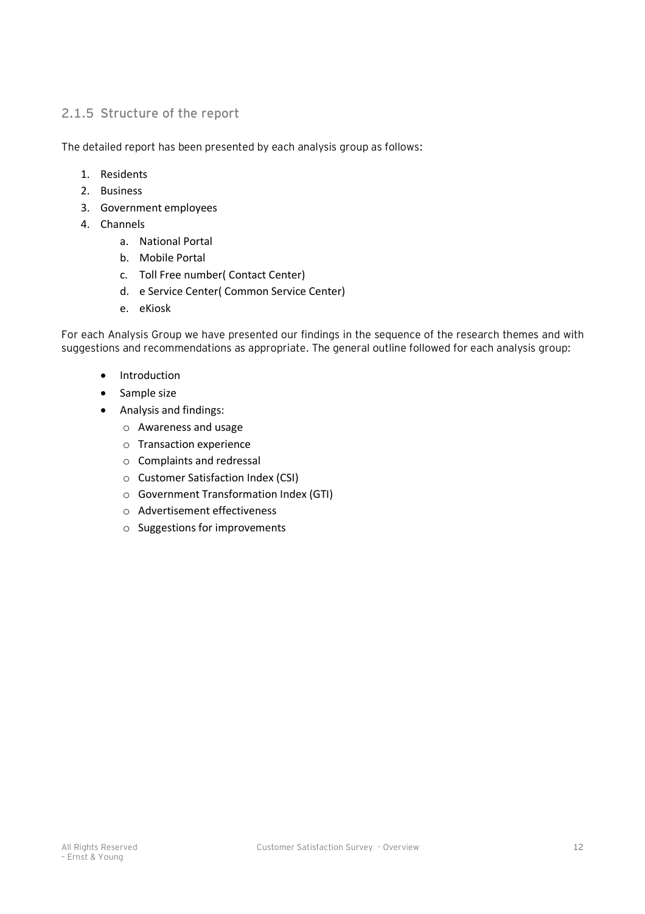### 2.1.5 Structure of the report

The detailed report has been presented by each analysis group as follows:

1. Residents
2. Business
3. Government employees
4. Channels
    a. National Portal
    b. Mobile Portal
    c. Toll Free number( Contact Center)
    d. e Service Center( Common Service Center)
    e. eKiosk

For each Analysis Group we have presented our findings in the sequence of the research themes and with suggestions and recommendations as appropriate. The general outline followed for each analysis group:

- Introduction
- Sample size
- Analysis and findings:
    - Awareness and usage
    - Transaction experience
    - Complaints and redressal
    - Customer Satisfaction Index (CSI)
    - Government Transformation Index (GTI)
    - Advertisement effectiveness
    - Suggestions for improvements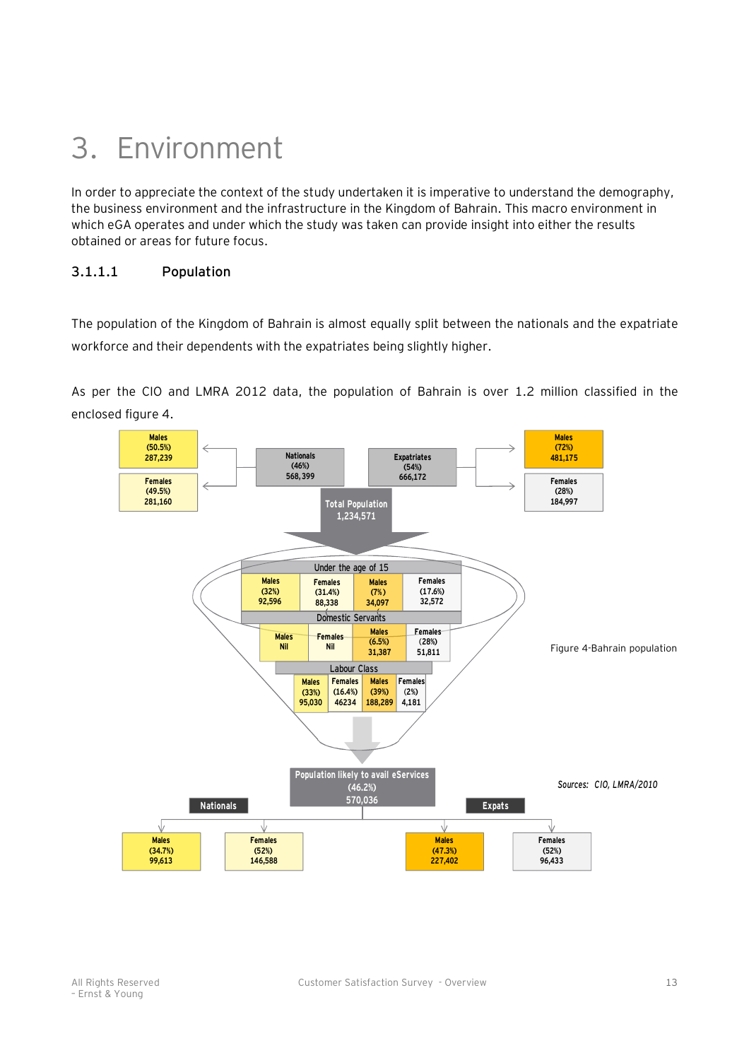# 3. Environment

In order to appreciate the context of the study undertaken it is imperative to understand the demography, the business environment and the infrastructure in the Kingdom of Bahrain. This macro environment in which eGA operates and under which the study was taken can provide insight into either the results obtained or areas for future focus.

### 3.1.1.1 Population

The population of the Kingdom of Bahrain is almost equally split between the nationals and the expatriate workforce and their dependents with the expatriates being slightly higher.

As per the CIO and LMRA 2012 data, the population of Bahrain is over 1.2 million classified in the enclosed figure 4.

Total Population 1,234,571

| Nationals (46%) 568,399 | | Expatriates (54%) 666,172 | |
|---|---|---|---|
| Males (50.5%) 287,239 | Females (49.5%) 281,160 | Males (72%) 481,175 | Females (28%) 184,997 |

| | Nationals Males | Nationals Females | Expatriates Males | Expatriates Females |
|---|---|---|---|---|
| Under the age of 15 | (32%) 92,596 | (31.4%) 88,338 | (7%) 34,097 | (17.6%) 32,572 |
| Domestic Servants | Nil | Nil | (6.5%) 31,387 | (28%) 51,811 |
| Labour Class | (33%) 95,030 | (16.4%) 46234 | (39%) 188,289 | (2%) 4,181 |

Population likely to avail eServices (46.2%) 570,036

| Nationals | | Expats | |
|---|---|---|---|
| Males (34.7%) 99,613 | Females (52%) 146,588 | Males (47.3%) 227,402 | Females (52%) 96,433 |

Figure 4-Bahrain population

*Sources: CIO, LMRA/2010*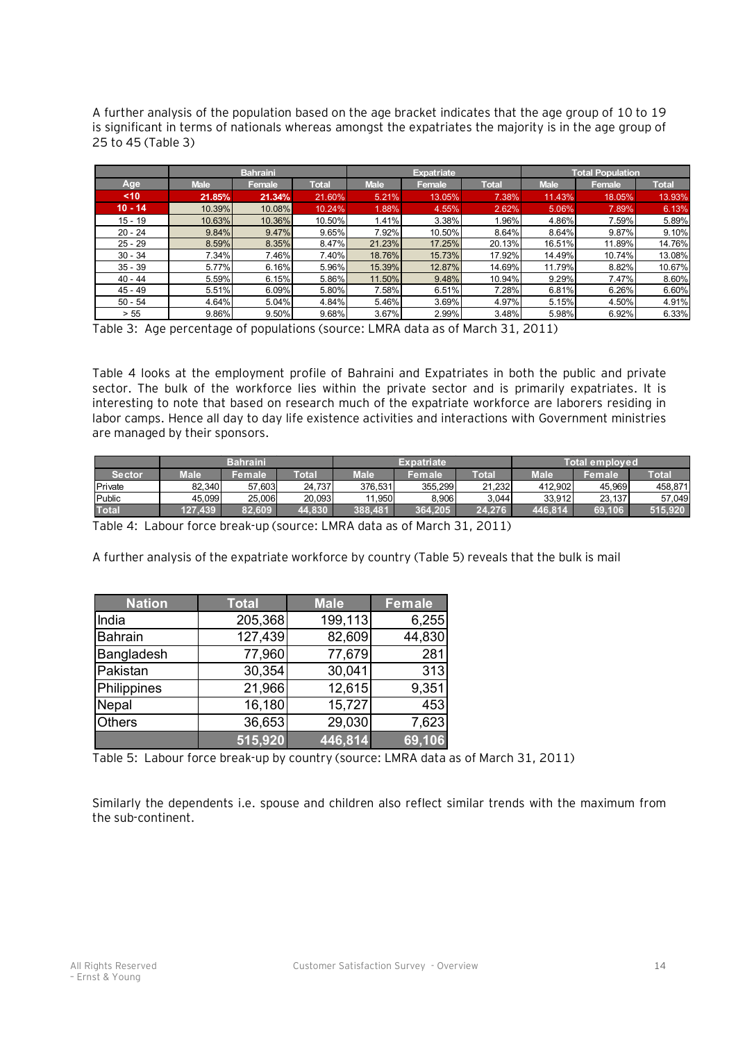A further analysis of the population based on the age bracket indicates that the age group of 10 to 19 is significant in terms of nationals whereas amongst the expatriates the majority is in the age group of 25 to 45 (Table 3)

| | Bahraini | | | Expatriate | | | Total Population | | |
|---|---|---|---|---|---|---|---|---|---|
| Age | Male | Female | Total | Male | Female | Total | Male | Female | Total |
| <10 | 21.85% | 21.34% | 21.60% | 5.21% | 13.05% | 7.38% | 11.43% | 18.05% | 13.93% |
| 10 - 14 | 10.39% | 10.08% | 10.24% | 1.88% | 4.55% | 2.62% | 5.06% | 7.89% | 6.13% |
| 15 - 19 | 10.63% | 10.36% | 10.50% | 1.41% | 3.38% | 1.96% | 4.86% | 7.59% | 5.89% |
| 20 - 24 | 9.84% | 9.47% | 9.65% | 7.92% | 10.50% | 8.64% | 8.64% | 9.87% | 9.10% |
| 25 - 29 | 8.59% | 8.35% | 8.47% | 21.23% | 17.25% | 20.13% | 16.51% | 11.89% | 14.76% |
| 30 - 34 | 7.34% | 7.46% | 7.40% | 18.76% | 15.73% | 17.92% | 14.49% | 10.74% | 13.08% |
| 35 - 39 | 5.77% | 6.16% | 5.96% | 15.39% | 12.87% | 14.69% | 11.79% | 8.82% | 10.67% |
| 40 - 44 | 5.59% | 6.15% | 5.86% | 11.50% | 9.48% | 10.94% | 9.29% | 7.47% | 8.60% |
| 45 - 49 | 5.51% | 6.09% | 5.80% | 7.58% | 6.51% | 7.28% | 6.81% | 6.26% | 6.60% |
| 50 - 54 | 4.64% | 5.04% | 4.84% | 5.46% | 3.69% | 4.97% | 5.15% | 4.50% | 4.91% |
| > 55 | 9.86% | 9.50% | 9.68% | 3.67% | 2.99% | 3.48% | 5.98% | 6.92% | 6.33% |

Table 3: Age percentage of populations (source: LMRA data as of March 31, 2011)

Table 4 looks at the employment profile of Bahraini and Expatriates in both the public and private sector. The bulk of the workforce lies within the private sector and is primarily expatriates. It is interesting to note that based on research much of the expatriate workforce are laborers residing in labor camps. Hence all day to day life existence activities and interactions with Government ministries are managed by their sponsors.

| | Bahraini | | | Expatriate | | | Total employed | | |
|---|---|---|---|---|---|---|---|---|---|
| Sector | Male | Female | Total | Male | Female | Total | Male | Female | Total |
| Private | 82,340 | 57,603 | 24,737 | 376,531 | 355,299 | 21,232 | 412,902 | 45,969 | 458,871 |
| Public | 45,099 | 25,006 | 20,093 | 11,950 | 8,906 | 3,044 | 33,912 | 23,137 | 57,049 |
| Total | 127,439 | 82,609 | 44,830 | 388,481 | 364,205 | 24,276 | 446,814 | 69,106 | 515,920 |

Table 4: Labour force break-up (source: LMRA data as of March 31, 2011)

A further analysis of the expatriate workforce by country (Table 5) reveals that the bulk is mail

| Nation | Total | Male | Female |
|---|---|---|---|
| India | 205,368 | 199,113 | 6,255 |
| Bahrain | 127,439 | 82,609 | 44,830 |
| Bangladesh | 77,960 | 77,679 | 281 |
| Pakistan | 30,354 | 30,041 | 313 |
| Philippines | 21,966 | 12,615 | 9,351 |
| Nepal | 16,180 | 15,727 | 453 |
| Others | 36,653 | 29,030 | 7,623 |
| | 515,920 | 446,814 | 69,106 |

Table 5: Labour force break-up by country (source: LMRA data as of March 31, 2011)

Similarly the dependents i.e. spouse and children also reflect similar trends with the maximum from the sub-continent.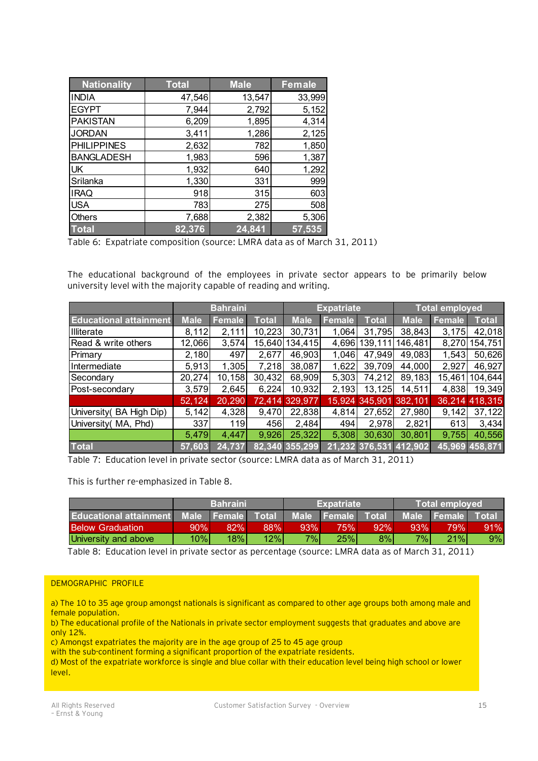| Nationality | Total | Male | Female |
|---|---|---|---|
| INDIA | 47,546 | 13,547 | 33,999 |
| EGYPT | 7,944 | 2,792 | 5,152 |
| PAKISTAN | 6,209 | 1,895 | 4,314 |
| JORDAN | 3,411 | 1,286 | 2,125 |
| PHILIPPINES | 2,632 | 782 | 1,850 |
| BANGLADESH | 1,983 | 596 | 1,387 |
| UK | 1,932 | 640 | 1,292 |
| Srilanka | 1,330 | 331 | 999 |
| IRAQ | 918 | 315 | 603 |
| USA | 783 | 275 | 508 |
| Others | 7,688 | 2,382 | 5,306 |
| Total | 82,376 | 24,841 | 57,535 |

Table 6: Expatriate composition (source: LMRA data as of March 31, 2011)

The educational background of the employees in private sector appears to be primarily below university level with the majority capable of reading and writing.

| | Bahraini | | | Expatriate | | | Total employed | | |
|---|---|---|---|---|---|---|---|---|---|
| Educational attainment | Male | Female | Total | Male | Female | Total | Male | Female | Total |
| Illiterate | 8,112 | 2,111 | 10,223 | 30,731 | 1,064 | 31,795 | 38,843 | 3,175 | 42,018 |
| Read & write others | 12,066 | 3,574 | 15,640 | 134,415 | 4,696 | 139,111 | 146,481 | 8,270 | 154,751 |
| Primary | 2,180 | 497 | 2,677 | 46,903 | 1,046 | 47,949 | 49,083 | 1,543 | 50,626 |
| Intermediate | 5,913 | 1,305 | 7,218 | 38,087 | 1,622 | 39,709 | 44,000 | 2,927 | 46,927 |
| Secondary | 20,274 | 10,158 | 30,432 | 68,909 | 5,303 | 74,212 | 89,183 | 15,461 | 104,644 |
| Post-secondary | 3,579 | 2,645 | 6,224 | 10,932 | 2,193 | 13,125 | 14,511 | 4,838 | 19,349 |
| | 52,124 | 20,290 | 72,414 | 329,977 | 15,924 | 345,901 | 382,101 | 36,214 | 418,315 |
| University( BA High Dip) | 5,142 | 4,328 | 9,470 | 22,838 | 4,814 | 27,652 | 27,980 | 9,142 | 37,122 |
| University( MA, Phd) | 337 | 119 | 456 | 2,484 | 494 | 2,978 | 2,821 | 613 | 3,434 |
| | 5,479 | 4,447 | 9,926 | 25,322 | 5,308 | 30,630 | 30,801 | 9,755 | 40,556 |
| Total | 57,603 | 24,737 | 82,340 | 355,299 | 21,232 | 376,531 | 412,902 | 45,969 | 458,871 |

Table 7: Education level in private sector (source: LMRA data as of March 31, 2011)

This is further re-emphasized in Table 8.

| | Bahraini | | | Expatriate | | | Total employed | | |
|---|---|---|---|---|---|---|---|---|---|
| Educational attainment | Male | Female | Total | Male | Female | Total | Male | Female | Total |
| Below Graduation | 90% | 82% | 88% | 93% | 75% | 92% | 93% | 79% | 91% |
| University and above | 10% | 18% | 12% | 7% | 25% | 8% | 7% | 21% | 9% |

Table 8: Education level in private sector as percentage (source: LMRA data as of March 31, 2011)

DEMOGRAPHIC PROFILE

a) The 10 to 35 age group amongst nationals is significant as compared to other age groups both among male and female population.
b) The educational profile of the Nationals in private sector employment suggests that graduates and above are only 12%.
c) Amongst expatriates the majority are in the age group of 25 to 45 age group with the sub-continent forming a significant proportion of the expatriate residents.
d) Most of the expatriate workforce is single and blue collar with their education level being high school or lower level.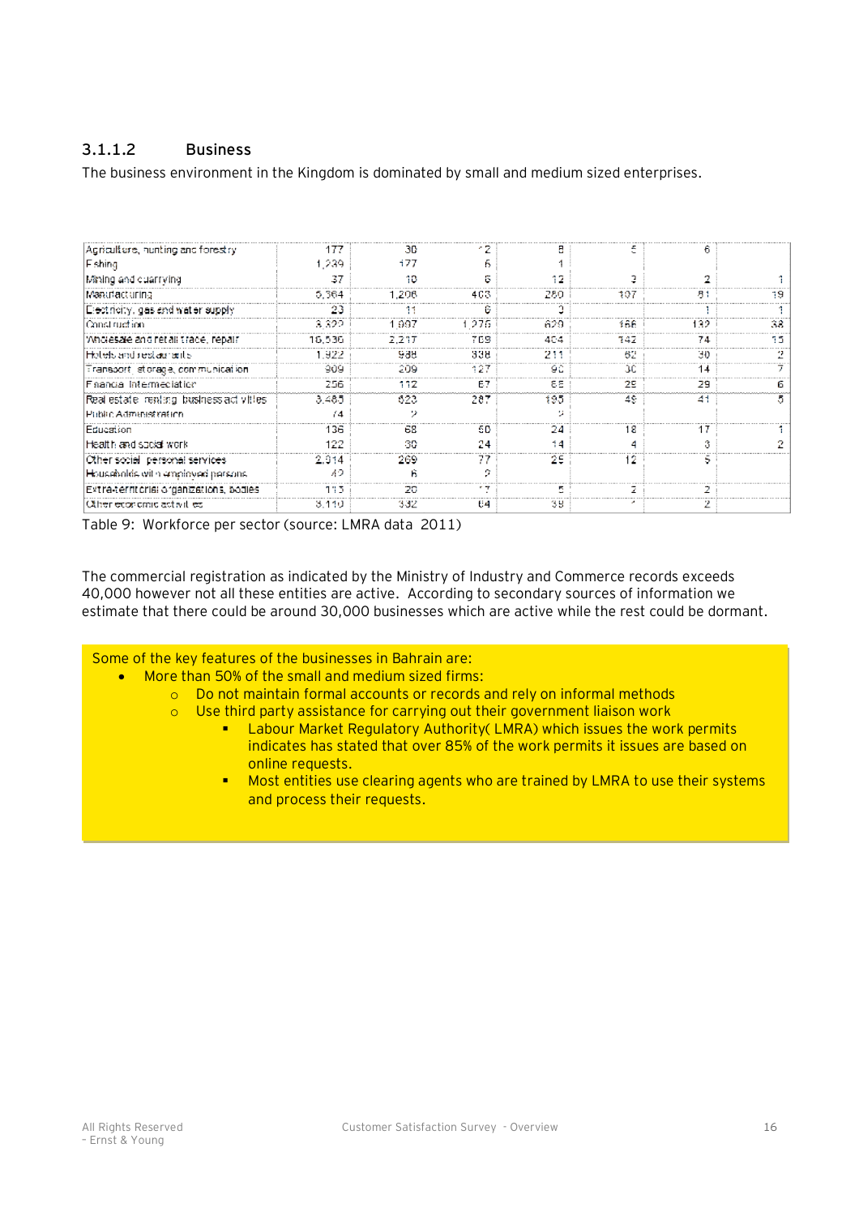### 3.1.1.2 Business

The business environment in the Kingdom is dominated by small and medium sized enterprises.

| | | | | | | | |
|---|---|---|---|---|---|---|---|
| Agriculture, hunting and forestry | 177 | 30 | 12 | 8 | 5 | 6 | |
| Fishing | 1,239 | 177 | 6 | 1 | | | |
| Mining and quarrying | 37 | 10 | 6 | 12 | 3 | 2 | 1 |
| Manufacturing | 5,364 | 1,206 | 403 | 250 | 107 | 81 | 19 |
| Electricity, gas and water supply | 23 | 11 | 6 | 3 | | 1 | 1 |
| Construction | 8,522 | 1,997 | 1,275 | 629 | 166 | 132 | 38 |
| Wholesale and retail trade, repair | 16,536 | 2,217 | 709 | 404 | 142 | 74 | 15 |
| Hotels and restaurants | 1,922 | 988 | 338 | 211 | 62 | 30 | 2 |
| Transport, storage, communication | 909 | 209 | 127 | 92 | 30 | 14 | 7 |
| Financial Intermediation | 256 | 112 | 67 | 65 | 25 | 29 | 6 |
| Real estate, renting, business activities | 3,485 | 823 | 287 | 195 | 49 | 41 | 5 |
| Public Administration | 74 | 2 | | 3 | | | |
| Education | 136 | 68 | 50 | 24 | 18 | 17 | 1 |
| Health and social work | 122 | 30 | 24 | 14 | 4 | 3 | 2 |
| Other social, personal services | 2,314 | 269 | 77 | 25 | 12 | 5 | |
| Households with employed persons | 42 | 6 | 2 | | | | |
| Extra-territorial organizations, bodies | 113 | 20 | 17 | 5 | 2 | 2 | |
| Other economic activities | 3,110 | 332 | 64 | 39 | 1 | 2 | |

Table 9: Workforce per sector (source: LMRA data 2011)

The commercial registration as indicated by the Ministry of Industry and Commerce records exceeds 40,000 however not all these entities are active. According to secondary sources of information we estimate that there could be around 30,000 businesses which are active while the rest could be dormant.

Some of the key features of the businesses in Bahrain are:

- More than 50% of the small and medium sized firms:
  - Do not maintain formal accounts or records and rely on informal methods
  - Use third party assistance for carrying out their government liaison work
    - Labour Market Regulatory Authority( LMRA) which issues the work permits indicates has stated that over 85% of the work permits it issues are based on online requests.
    - Most entities use clearing agents who are trained by LMRA to use their systems and process their requests.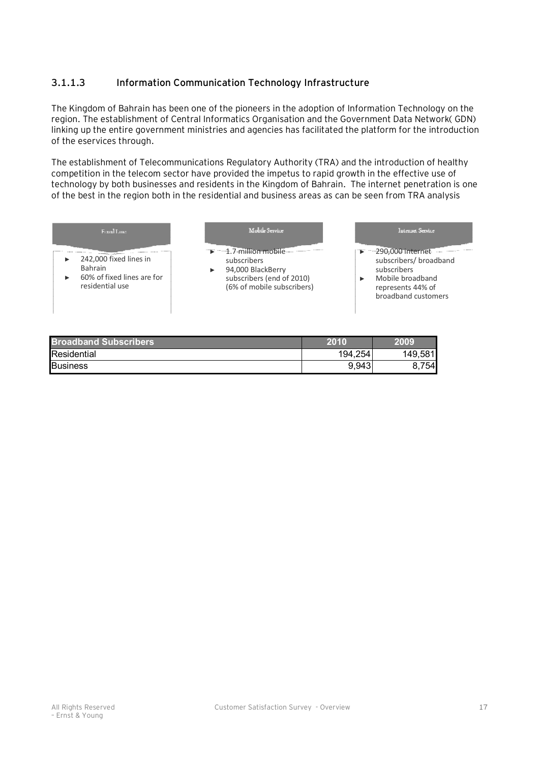### 3.1.1.3 Information Communication Technology Infrastructure

The Kingdom of Bahrain has been one of the pioneers in the adoption of Information Technology on the region. The establishment of Central Informatics Organisation and the Government Data Network( GDN) linking up the entire government ministries and agencies has facilitated the platform for the introduction of the eservices through.

The establishment of Telecommunications Regulatory Authority (TRA) and the introduction of healthy competition in the telecom sector have provided the impetus to rapid growth in the effective use of technology by both businesses and residents in the Kingdom of Bahrain. The internet penetration is one of the best in the region both in the residential and business areas as can be seen from TRA analysis

**Fixed Line**

- 242,000 fixed lines in Bahrain
- 60% of fixed lines are for residential use

**Mobile Service**

- 1.7 million mobile subscribers
- 94,000 BlackBerry subscribers (end of 2010) (6% of mobile subscribers)

**Internet Service**

- 290,000 internet subscribers/ broadband subscribers
- Mobile broadband represents 44% of broadband customers

| Broadband Subscribers | 2010 | 2009 |
|---|---|---|
| Residential | 194,254 | 149,581 |
| Business | 9,943 | 8,754 |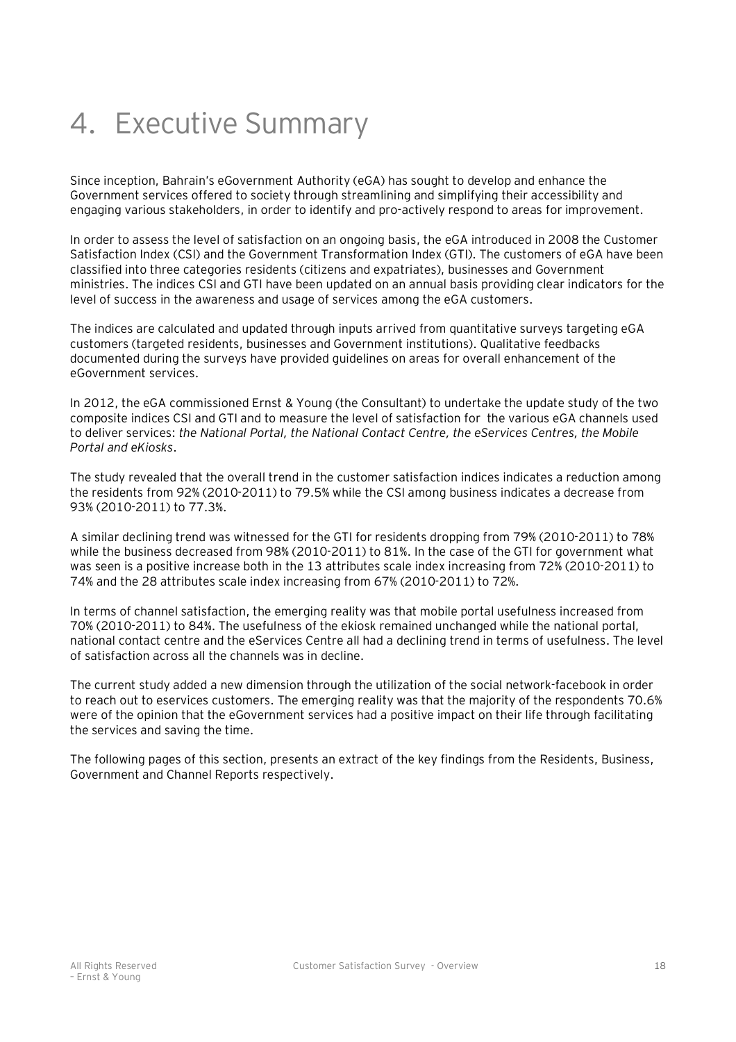# 4. Executive Summary

Since inception, Bahrain's eGovernment Authority (eGA) has sought to develop and enhance the Government services offered to society through streamlining and simplifying their accessibility and engaging various stakeholders, in order to identify and pro-actively respond to areas for improvement.

In order to assess the level of satisfaction on an ongoing basis, the eGA introduced in 2008 the Customer Satisfaction Index (CSI) and the Government Transformation Index (GTI). The customers of eGA have been classified into three categories residents (citizens and expatriates), businesses and Government ministries. The indices CSI and GTI have been updated on an annual basis providing clear indicators for the level of success in the awareness and usage of services among the eGA customers.

The indices are calculated and updated through inputs arrived from quantitative surveys targeting eGA customers (targeted residents, businesses and Government institutions). Qualitative feedbacks documented during the surveys have provided guidelines on areas for overall enhancement of the eGovernment services.

In 2012, the eGA commissioned Ernst & Young (the Consultant) to undertake the update study of the two composite indices CSI and GTI and to measure the level of satisfaction for the various eGA channels used to deliver services: *the National Portal, the National Contact Centre, the eServices Centres, the Mobile Portal and eKiosks*.

The study revealed that the overall trend in the customer satisfaction indices indicates a reduction among the residents from 92% (2010-2011) to 79.5% while the CSI among business indicates a decrease from 93% (2010-2011) to 77.3%.

A similar declining trend was witnessed for the GTI for residents dropping from 79% (2010-2011) to 78% while the business decreased from 98% (2010-2011) to 81%. In the case of the GTI for government what was seen is a positive increase both in the 13 attributes scale index increasing from 72% (2010-2011) to 74% and the 28 attributes scale index increasing from 67% (2010-2011) to 72%.

In terms of channel satisfaction, the emerging reality was that mobile portal usefulness increased from 70% (2010-2011) to 84%. The usefulness of the ekiosk remained unchanged while the national portal, national contact centre and the eServices Centre all had a declining trend in terms of usefulness. The level of satisfaction across all the channels was in decline.

The current study added a new dimension through the utilization of the social network-facebook in order to reach out to eservices customers. The emerging reality was that the majority of the respondents 70.6% were of the opinion that the eGovernment services had a positive impact on their life through facilitating the services and saving the time.

The following pages of this section, presents an extract of the key findings from the Residents, Business, Government and Channel Reports respectively.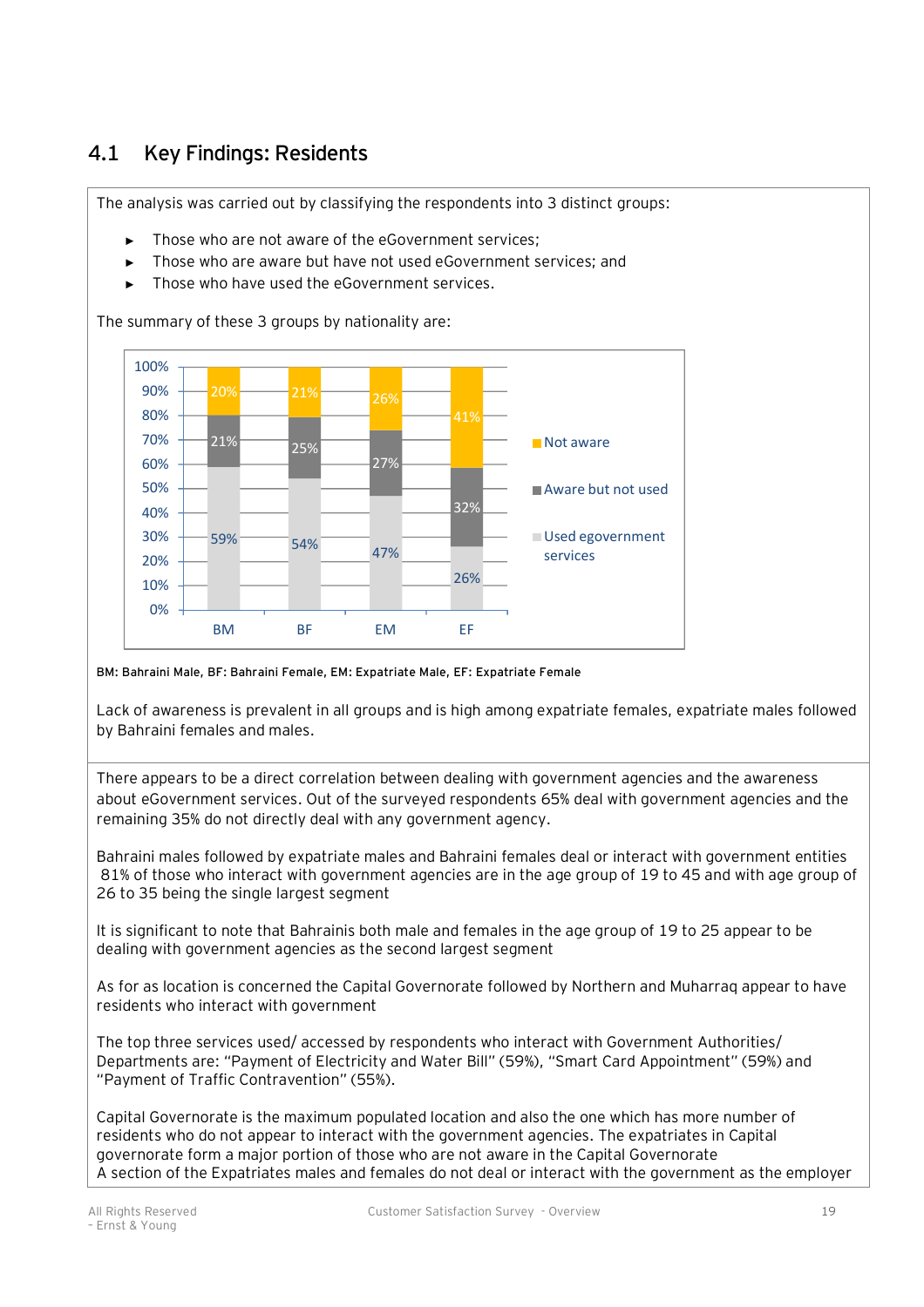## 4.1 Key Findings: Residents

The analysis was carried out by classifying the respondents into 3 distinct groups:

- Those who are not aware of the eGovernment services;
- Those who are aware but have not used eGovernment services; and
- Those who have used the eGovernment services.

The summary of these 3 groups by nationality are:

| | BM | BF | EM | EF |
|---|---|---|---|---|
| Not aware | 20% | 21% | 26% | 41% |
| Aware but not used | 21% | 25% | 27% | 32% |
| Used egovernment services | 59% | 54% | 47% | 26% |

**BM: Bahraini Male, BF: Bahraini Female, EM: Expatriate Male, EF: Expatriate Female**

Lack of awareness is prevalent in all groups and is high among expatriate females, expatriate males followed by Bahraini females and males.

There appears to be a direct correlation between dealing with government agencies and the awareness about eGovernment services. Out of the surveyed respondents 65% deal with government agencies and the remaining 35% do not directly deal with any government agency.

Bahraini males followed by expatriate males and Bahraini females deal or interact with government entities 81% of those who interact with government agencies are in the age group of 19 to 45 and with age group of 26 to 35 being the single largest segment

It is significant to note that Bahrainis both male and females in the age group of 19 to 25 appear to be dealing with government agencies as the second largest segment

As for as location is concerned the Capital Governorate followed by Northern and Muharraq appear to have residents who interact with government

The top three services used/ accessed by respondents who interact with Government Authorities/ Departments are: "Payment of Electricity and Water Bill" (59%), "Smart Card Appointment" (59%) and "Payment of Traffic Contravention" (55%).

Capital Governorate is the maximum populated location and also the one which has more number of residents who do not appear to interact with the government agencies. The expatriates in Capital governorate form a major portion of those who are not aware in the Capital Governorate

A section of the Expatriates males and females do not deal or interact with the government as the employer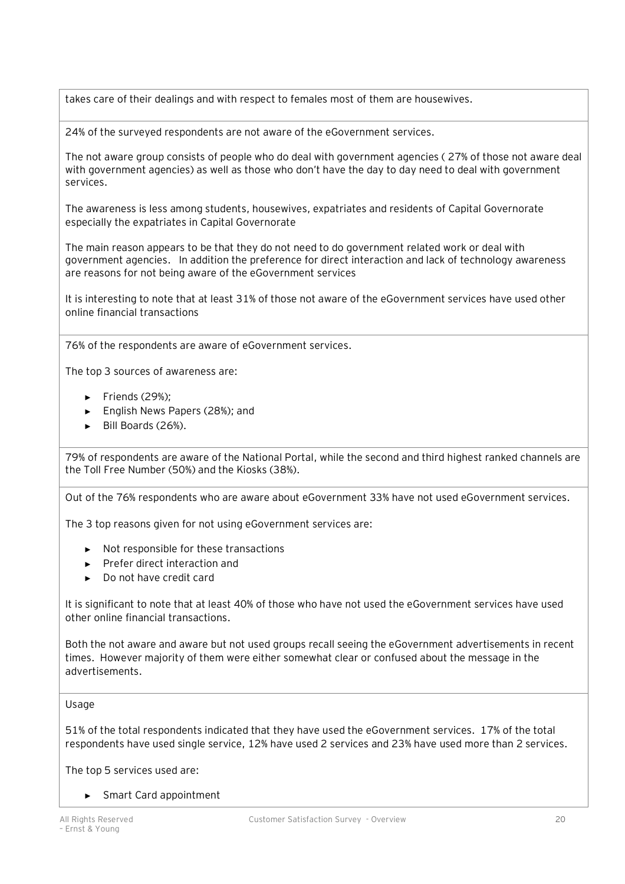takes care of their dealings and with respect to females most of them are housewives.

24% of the surveyed respondents are not aware of the eGovernment services.

The not aware group consists of people who do deal with government agencies ( 27% of those not aware deal with government agencies) as well as those who don't have the day to day need to deal with government services.

The awareness is less among students, housewives, expatriates and residents of Capital Governorate especially the expatriates in Capital Governorate

The main reason appears to be that they do not need to do government related work or deal with government agencies. In addition the preference for direct interaction and lack of technology awareness are reasons for not being aware of the eGovernment services

It is interesting to note that at least 31% of those not aware of the eGovernment services have used other online financial transactions

76% of the respondents are aware of eGovernment services.

The top 3 sources of awareness are:

- Friends (29%);
- English News Papers (28%); and
- Bill Boards (26%).

79% of respondents are aware of the National Portal, while the second and third highest ranked channels are the Toll Free Number (50%) and the Kiosks (38%).

Out of the 76% respondents who are aware about eGovernment 33% have not used eGovernment services.

The 3 top reasons given for not using eGovernment services are:

- Not responsible for these transactions
- Prefer direct interaction and
- Do not have credit card

It is significant to note that at least 40% of those who have not used the eGovernment services have used other online financial transactions.

Both the not aware and aware but not used groups recall seeing the eGovernment advertisements in recent times. However majority of them were either somewhat clear or confused about the message in the advertisements.

Usage

51% of the total respondents indicated that they have used the eGovernment services. 17% of the total respondents have used single service, 12% have used 2 services and 23% have used more than 2 services.

The top 5 services used are:

- Smart Card appointment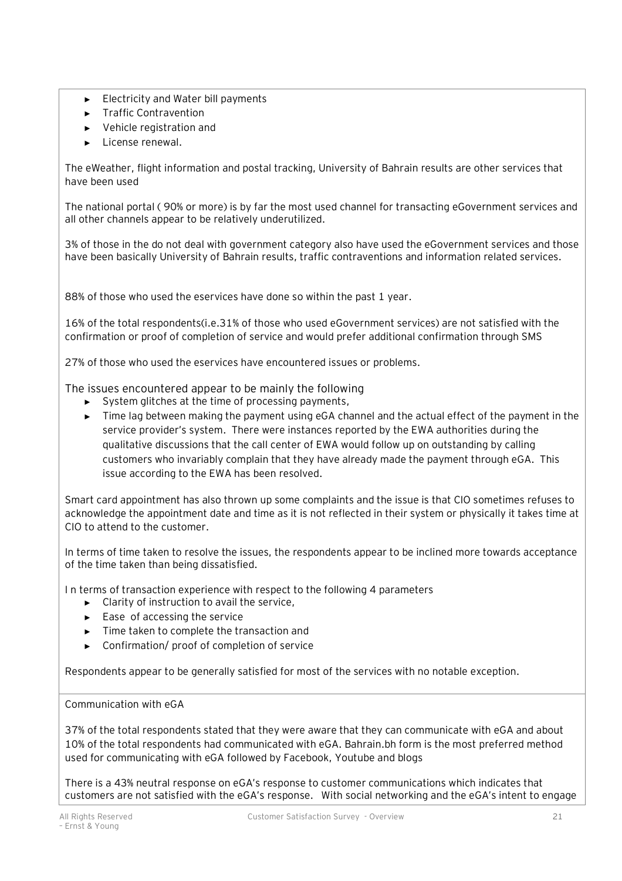- Electricity and Water bill payments
- Traffic Contravention
- Vehicle registration and
- License renewal.

The eWeather, flight information and postal tracking, University of Bahrain results are other services that have been used

The national portal ( 90% or more) is by far the most used channel for transacting eGovernment services and all other channels appear to be relatively underutilized.

3% of those in the do not deal with government category also have used the eGovernment services and those have been basically University of Bahrain results, traffic contraventions and information related services.

88% of those who used the eservices have done so within the past 1 year.

16% of the total respondents(i.e.31% of those who used eGovernment services) are not satisfied with the confirmation or proof of completion of service and would prefer additional confirmation through SMS

27% of those who used the eservices have encountered issues or problems.

The issues encountered appear to be mainly the following

- System glitches at the time of processing payments,
- Time lag between making the payment using eGA channel and the actual effect of the payment in the service provider's system. There were instances reported by the EWA authorities during the qualitative discussions that the call center of EWA would follow up on outstanding by calling customers who invariably complain that they have already made the payment through eGA. This issue according to the EWA has been resolved.

Smart card appointment has also thrown up some complaints and the issue is that CIO sometimes refuses to acknowledge the appointment date and time as it is not reflected in their system or physically it takes time at CIO to attend to the customer.

In terms of time taken to resolve the issues, the respondents appear to be inclined more towards acceptance of the time taken than being dissatisfied.

I n terms of transaction experience with respect to the following 4 parameters

- Clarity of instruction to avail the service,
- Ease of accessing the service
- Time taken to complete the transaction and
- Confirmation/ proof of completion of service

Respondents appear to be generally satisfied for most of the services with no notable exception.

Communication with eGA

37% of the total respondents stated that they were aware that they can communicate with eGA and about 10% of the total respondents had communicated with eGA. Bahrain.bh form is the most preferred method used for communicating with eGA followed by Facebook, Youtube and blogs

There is a 43% neutral response on eGA's response to customer communications which indicates that customers are not satisfied with the eGA's response. With social networking and the eGA's intent to engage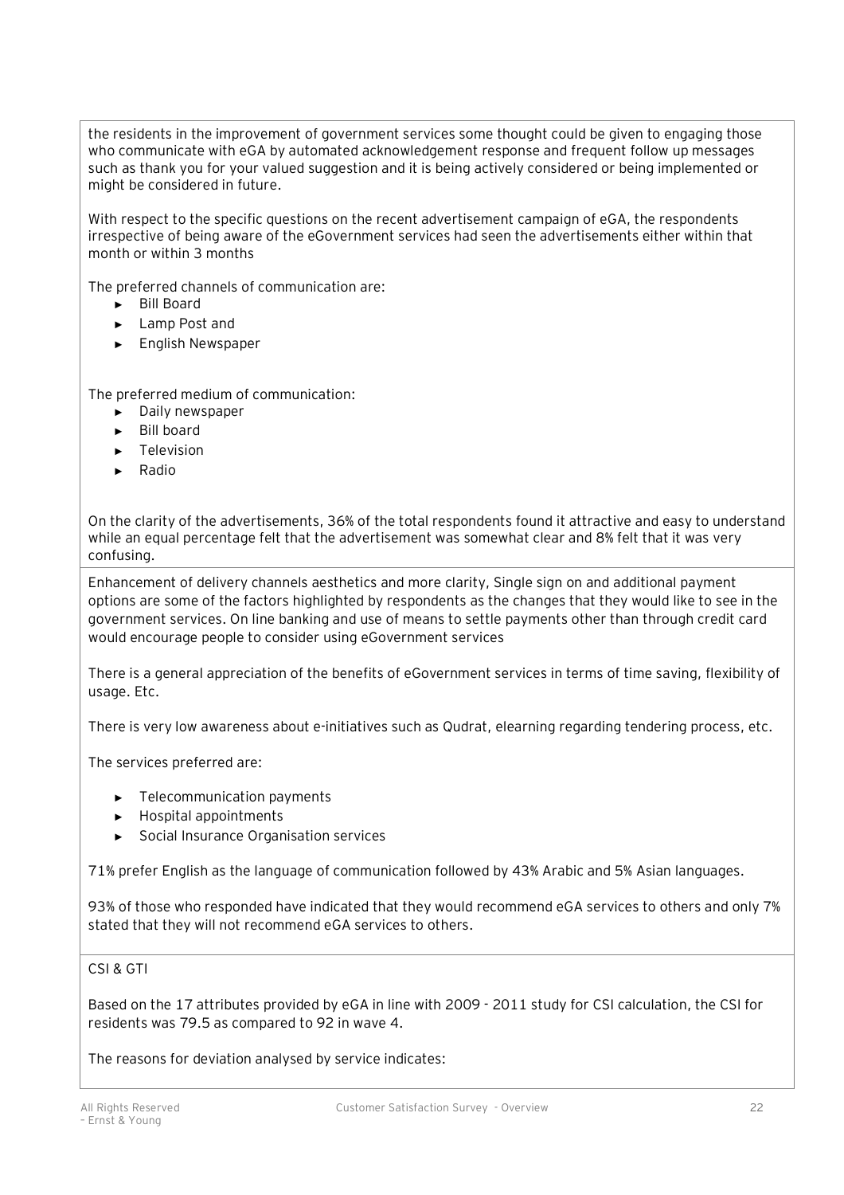the residents in the improvement of government services some thought could be given to engaging those who communicate with eGA by automated acknowledgement response and frequent follow up messages such as thank you for your valued suggestion and it is being actively considered or being implemented or might be considered in future.

With respect to the specific questions on the recent advertisement campaign of eGA, the respondents irrespective of being aware of the eGovernment services had seen the advertisements either within that month or within 3 months

The preferred channels of communication are:

- Bill Board
- Lamp Post and
- English Newspaper

The preferred medium of communication:

- Daily newspaper
- Bill board
- Television
- Radio

On the clarity of the advertisements, 36% of the total respondents found it attractive and easy to understand while an equal percentage felt that the advertisement was somewhat clear and 8% felt that it was very confusing.

Enhancement of delivery channels aesthetics and more clarity, Single sign on and additional payment options are some of the factors highlighted by respondents as the changes that they would like to see in the government services. On line banking and use of means to settle payments other than through credit card would encourage people to consider using eGovernment services

There is a general appreciation of the benefits of eGovernment services in terms of time saving, flexibility of usage. Etc.

There is very low awareness about e-initiatives such as Qudrat, elearning regarding tendering process, etc.

The services preferred are:

- Telecommunication payments
- Hospital appointments
- Social Insurance Organisation services

71% prefer English as the language of communication followed by 43% Arabic and 5% Asian languages.

93% of those who responded have indicated that they would recommend eGA services to others and only 7% stated that they will not recommend eGA services to others.

CSI & GTI

Based on the 17 attributes provided by eGA in line with 2009 - 2011 study for CSI calculation, the CSI for residents was 79.5 as compared to 92 in wave 4.

The reasons for deviation analysed by service indicates: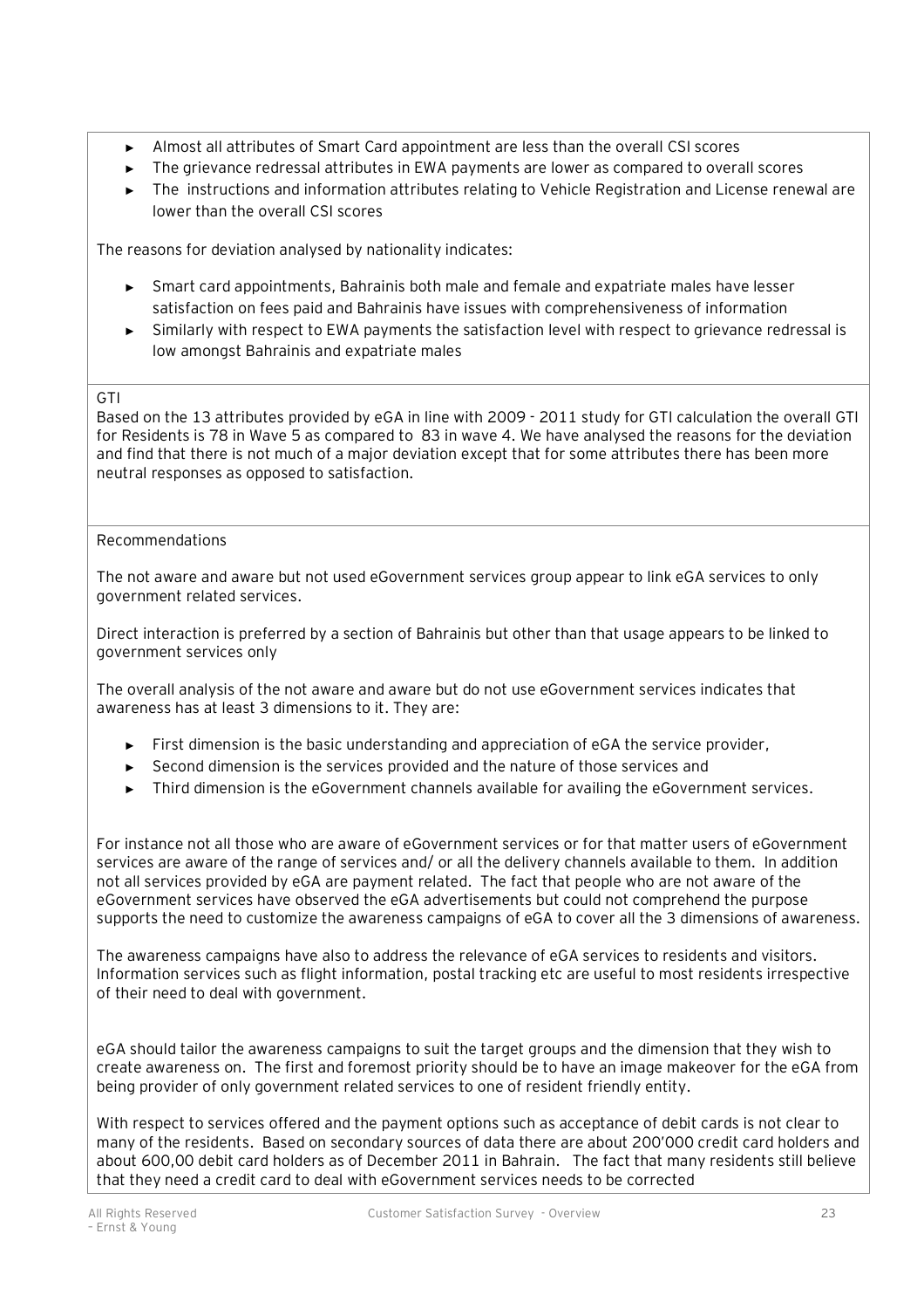- Almost all attributes of Smart Card appointment are less than the overall CSI scores
- The grievance redressal attributes in EWA payments are lower as compared to overall scores
- The instructions and information attributes relating to Vehicle Registration and License renewal are lower than the overall CSI scores

The reasons for deviation analysed by nationality indicates:

- Smart card appointments, Bahrainis both male and female and expatriate males have lesser satisfaction on fees paid and Bahrainis have issues with comprehensiveness of information
- Similarly with respect to EWA payments the satisfaction level with respect to grievance redressal is low amongst Bahrainis and expatriate males

GTI

Based on the 13 attributes provided by eGA in line with 2009 - 2011 study for GTI calculation the overall GTI for Residents is 78 in Wave 5 as compared to 83 in wave 4. We have analysed the reasons for the deviation and find that there is not much of a major deviation except that for some attributes there has been more neutral responses as opposed to satisfaction.

Recommendations

The not aware and aware but not used eGovernment services group appear to link eGA services to only government related services.

Direct interaction is preferred by a section of Bahrainis but other than that usage appears to be linked to government services only

The overall analysis of the not aware and aware but do not use eGovernment services indicates that awareness has at least 3 dimensions to it. They are:

- First dimension is the basic understanding and appreciation of eGA the service provider,
- Second dimension is the services provided and the nature of those services and
- Third dimension is the eGovernment channels available for availing the eGovernment services.

For instance not all those who are aware of eGovernment services or for that matter users of eGovernment services are aware of the range of services and/ or all the delivery channels available to them. In addition not all services provided by eGA are payment related. The fact that people who are not aware of the eGovernment services have observed the eGA advertisements but could not comprehend the purpose supports the need to customize the awareness campaigns of eGA to cover all the 3 dimensions of awareness.

The awareness campaigns have also to address the relevance of eGA services to residents and visitors. Information services such as flight information, postal tracking etc are useful to most residents irrespective of their need to deal with government.

eGA should tailor the awareness campaigns to suit the target groups and the dimension that they wish to create awareness on. The first and foremost priority should be to have an image makeover for the eGA from being provider of only government related services to one of resident friendly entity.

With respect to services offered and the payment options such as acceptance of debit cards is not clear to many of the residents. Based on secondary sources of data there are about 200'000 credit card holders and about 600,00 debit card holders as of December 2011 in Bahrain. The fact that many residents still believe that they need a credit card to deal with eGovernment services needs to be corrected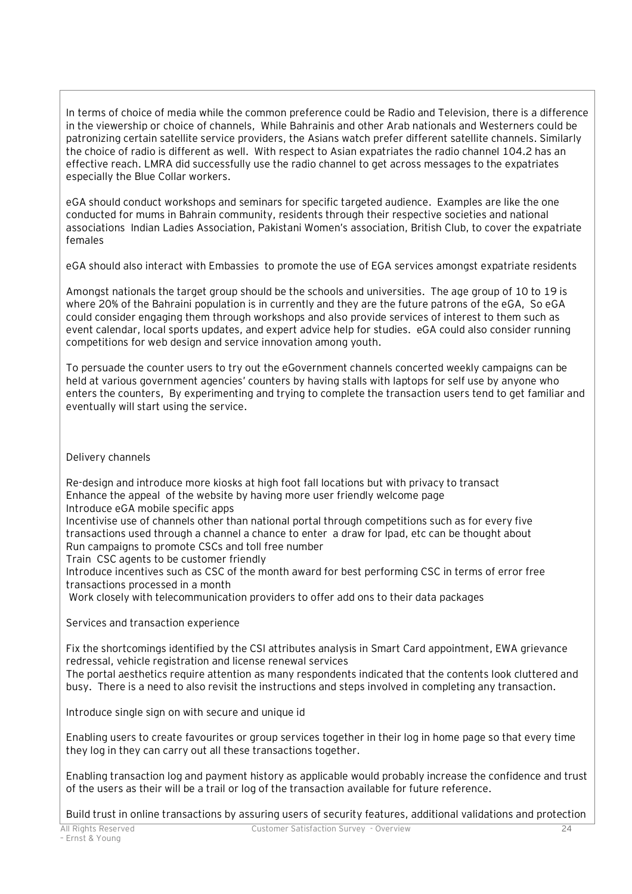In terms of choice of media while the common preference could be Radio and Television, there is a difference in the viewership or choice of channels, While Bahrainis and other Arab nationals and Westerners could be patronizing certain satellite service providers, the Asians watch prefer different satellite channels. Similarly the choice of radio is different as well. With respect to Asian expatriates the radio channel 104.2 has an effective reach. LMRA did successfully use the radio channel to get across messages to the expatriates especially the Blue Collar workers.

eGA should conduct workshops and seminars for specific targeted audience. Examples are like the one conducted for mums in Bahrain community, residents through their respective societies and national associations Indian Ladies Association, Pakistani Women's association, British Club, to cover the expatriate females

eGA should also interact with Embassies to promote the use of EGA services amongst expatriate residents

Amongst nationals the target group should be the schools and universities. The age group of 10 to 19 is where 20% of the Bahraini population is in currently and they are the future patrons of the eGA, So eGA could consider engaging them through workshops and also provide services of interest to them such as event calendar, local sports updates, and expert advice help for studies. eGA could also consider running competitions for web design and service innovation among youth.

To persuade the counter users to try out the eGovernment channels concerted weekly campaigns can be held at various government agencies' counters by having stalls with laptops for self use by anyone who enters the counters, By experimenting and trying to complete the transaction users tend to get familiar and eventually will start using the service.

Delivery channels

Re-design and introduce more kiosks at high foot fall locations but with privacy to transact
Enhance the appeal of the website by having more user friendly welcome page
Introduce eGA mobile specific apps
Incentivise use of channels other than national portal through competitions such as for every five transactions used through a channel a chance to enter a draw for Ipad, etc can be thought about
Run campaigns to promote CSCs and toll free number
Train CSC agents to be customer friendly
Introduce incentives such as CSC of the month award for best performing CSC in terms of error free transactions processed in a month
Work closely with telecommunication providers to offer add ons to their data packages

Services and transaction experience

Fix the shortcomings identified by the CSI attributes analysis in Smart Card appointment, EWA grievance redressal, vehicle registration and license renewal services
The portal aesthetics require attention as many respondents indicated that the contents look cluttered and busy. There is a need to also revisit the instructions and steps involved in completing any transaction.

Introduce single sign on with secure and unique id

Enabling users to create favourites or group services together in their log in home page so that every time they log in they can carry out all these transactions together.

Enabling transaction log and payment history as applicable would probably increase the confidence and trust of the users as their will be a trail or log of the transaction available for future reference.

Build trust in online transactions by assuring users of security features, additional validations and protection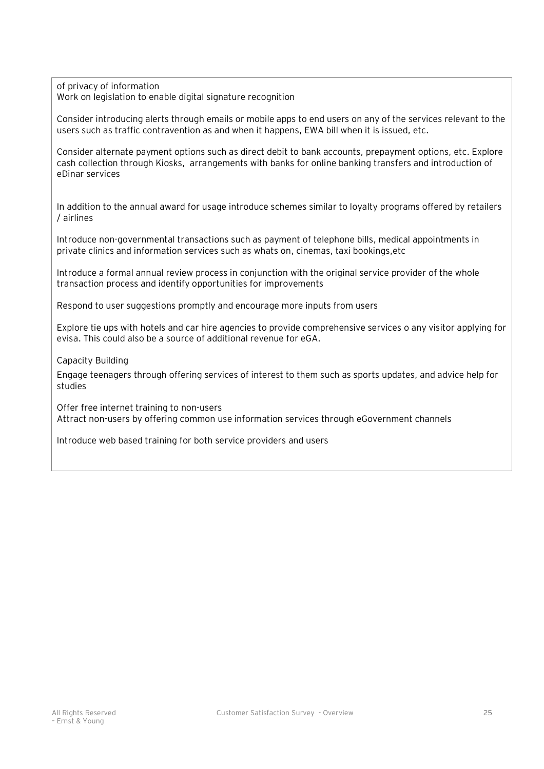of privacy of information
Work on legislation to enable digital signature recognition

Consider introducing alerts through emails or mobile apps to end users on any of the services relevant to the users such as traffic contravention as and when it happens, EWA bill when it is issued, etc.

Consider alternate payment options such as direct debit to bank accounts, prepayment options, etc. Explore cash collection through Kiosks, arrangements with banks for online banking transfers and introduction of eDinar services

In addition to the annual award for usage introduce schemes similar to loyalty programs offered by retailers / airlines

Introduce non-governmental transactions such as payment of telephone bills, medical appointments in private clinics and information services such as whats on, cinemas, taxi bookings,etc

Introduce a formal annual review process in conjunction with the original service provider of the whole transaction process and identify opportunities for improvements

Respond to user suggestions promptly and encourage more inputs from users

Explore tie ups with hotels and car hire agencies to provide comprehensive services o any visitor applying for evisa. This could also be a source of additional revenue for eGA.

Capacity Building

Engage teenagers through offering services of interest to them such as sports updates, and advice help for studies

Offer free internet training to non-users
Attract non-users by offering common use information services through eGovernment channels

Introduce web based training for both service providers and users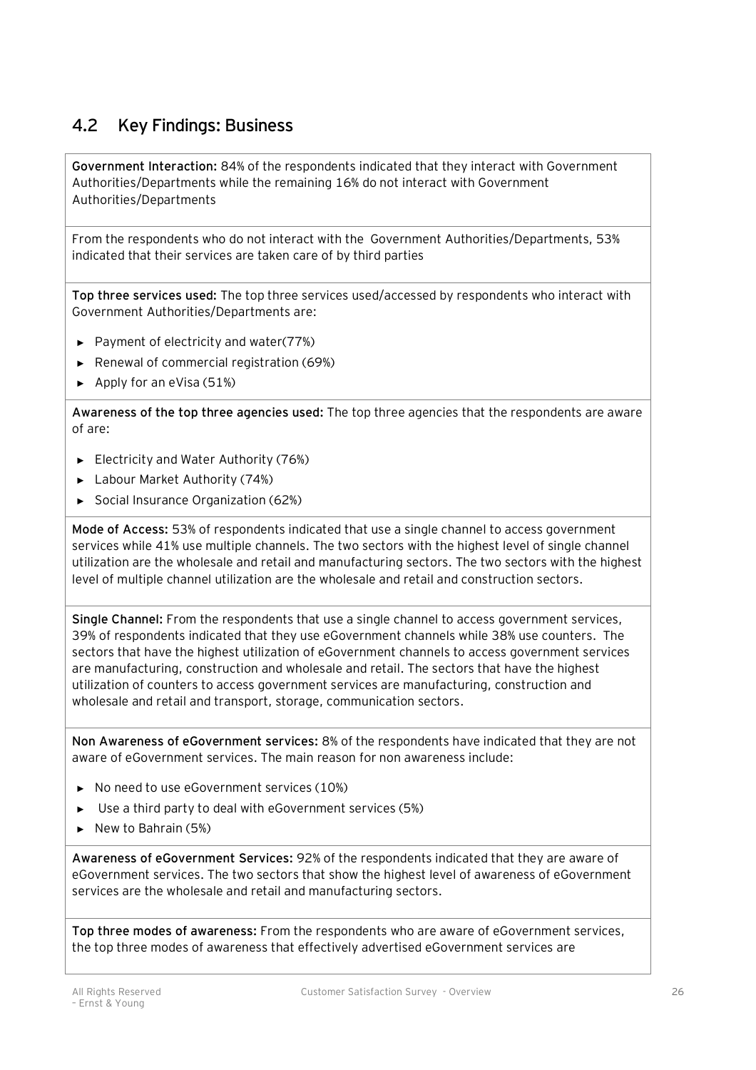## 4.2 Key Findings: Business

**Government Interaction:** 84% of the respondents indicated that they interact with Government Authorities/Departments while the remaining 16% do not interact with Government Authorities/Departments

From the respondents who do not interact with the Government Authorities/Departments, 53% indicated that their services are taken care of by third parties

**Top three services used:** The top three services used/accessed by respondents who interact with Government Authorities/Departments are:

- Payment of electricity and water(77%)
- Renewal of commercial registration (69%)
- Apply for an eVisa (51%)

**Awareness of the top three agencies used:** The top three agencies that the respondents are aware of are:

- Electricity and Water Authority (76%)
- Labour Market Authority (74%)
- Social Insurance Organization (62%)

**Mode of Access:** 53% of respondents indicated that use a single channel to access government services while 41% use multiple channels. The two sectors with the highest level of single channel utilization are the wholesale and retail and manufacturing sectors. The two sectors with the highest level of multiple channel utilization are the wholesale and retail and construction sectors.

**Single Channel:** From the respondents that use a single channel to access government services, 39% of respondents indicated that they use eGovernment channels while 38% use counters. The sectors that have the highest utilization of eGovernment channels to access government services are manufacturing, construction and wholesale and retail. The sectors that have the highest utilization of counters to access government services are manufacturing, construction and wholesale and retail and transport, storage, communication sectors.

**Non Awareness of eGovernment services:** 8% of the respondents have indicated that they are not aware of eGovernment services. The main reason for non awareness include:

- No need to use eGovernment services (10%)
- Use a third party to deal with eGovernment services (5%)
- New to Bahrain (5%)

**Awareness of eGovernment Services:** 92% of the respondents indicated that they are aware of eGovernment services. The two sectors that show the highest level of awareness of eGovernment services are the wholesale and retail and manufacturing sectors.

**Top three modes of awareness:** From the respondents who are aware of eGovernment services, the top three modes of awareness that effectively advertised eGovernment services are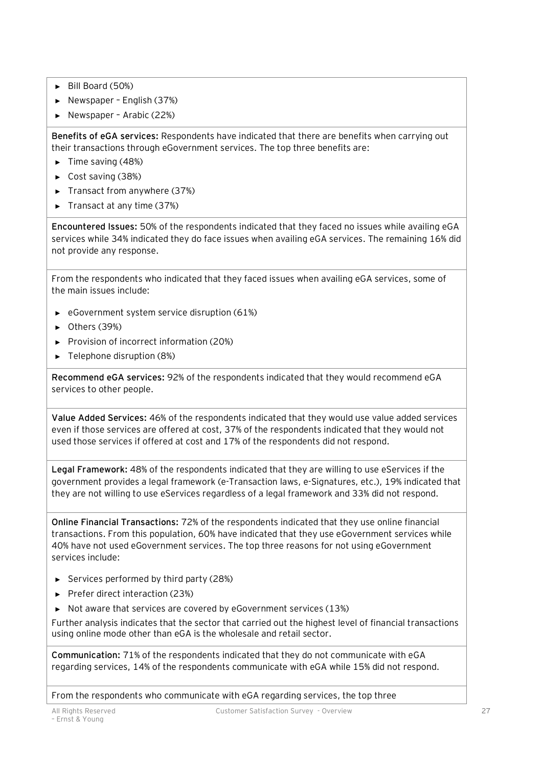- Bill Board (50%)
- Newspaper – English (37%)
- Newspaper – Arabic (22%)

**Benefits of eGA services:** Respondents have indicated that there are benefits when carrying out their transactions through eGovernment services. The top three benefits are:

- Time saving (48%)
- Cost saving (38%)
- Transact from anywhere (37%)
- Transact at any time (37%)

**Encountered Issues:** 50% of the respondents indicated that they faced no issues while availing eGA services while 34% indicated they do face issues when availing eGA services. The remaining 16% did not provide any response.

From the respondents who indicated that they faced issues when availing eGA services, some of the main issues include:

- eGovernment system service disruption (61%)
- Others (39%)
- Provision of incorrect information (20%)
- Telephone disruption (8%)

**Recommend eGA services:** 92% of the respondents indicated that they would recommend eGA services to other people.

**Value Added Services:** 46% of the respondents indicated that they would use value added services even if those services are offered at cost, 37% of the respondents indicated that they would not used those services if offered at cost and 17% of the respondents did not respond.

**Legal Framework:** 48% of the respondents indicated that they are willing to use eServices if the government provides a legal framework (e-Transaction laws, e-Signatures, etc.), 19% indicated that they are not willing to use eServices regardless of a legal framework and 33% did not respond.

**Online Financial Transactions:** 72% of the respondents indicated that they use online financial transactions. From this population, 60% have indicated that they use eGovernment services while 40% have not used eGovernment services. The top three reasons for not using eGovernment services include:

- Services performed by third party (28%)
- Prefer direct interaction (23%)
- Not aware that services are covered by eGovernment services (13%)

Further analysis indicates that the sector that carried out the highest level of financial transactions using online mode other than eGA is the wholesale and retail sector.

**Communication:** 71% of the respondents indicated that they do not communicate with eGA regarding services, 14% of the respondents communicate with eGA while 15% did not respond.

From the respondents who communicate with eGA regarding services, the top three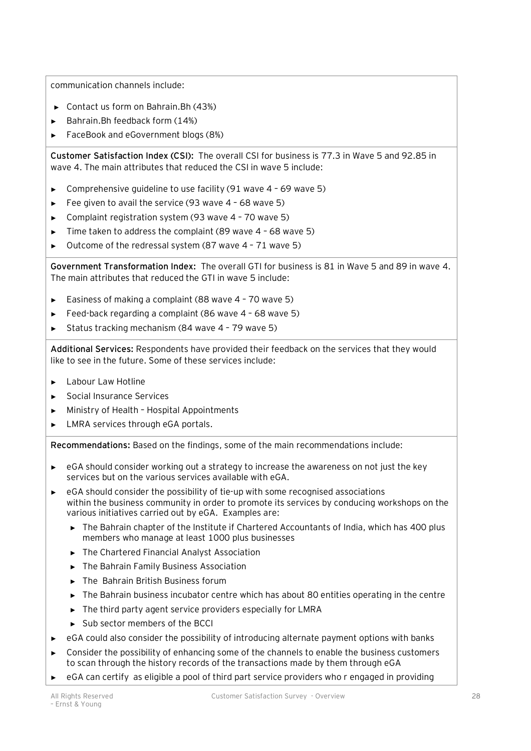communication channels include:

- Contact us form on Bahrain.Bh (43%)
- Bahrain.Bh feedback form (14%)
- FaceBook and eGovernment blogs (8%)

**Customer Satisfaction Index (CSI):** The overall CSI for business is 77.3 in Wave 5 and 92.85 in wave 4. The main attributes that reduced the CSI in wave 5 include:

- Comprehensive guideline to use facility (91 wave 4 – 69 wave 5)
- Fee given to avail the service (93 wave 4 – 68 wave 5)
- Complaint registration system (93 wave 4 – 70 wave 5)
- Time taken to address the complaint (89 wave 4 – 68 wave 5)
- Outcome of the redressal system (87 wave 4 – 71 wave 5)

**Government Transformation Index:** The overall GTI for business is 81 in Wave 5 and 89 in wave 4. The main attributes that reduced the GTI in wave 5 include:

- Easiness of making a complaint (88 wave 4 – 70 wave 5)
- Feed-back regarding a complaint (86 wave 4 – 68 wave 5)
- Status tracking mechanism (84 wave 4 – 79 wave 5)

**Additional Services:** Respondents have provided their feedback on the services that they would like to see in the future. Some of these services include:

- Labour Law Hotline
- Social Insurance Services
- Ministry of Health – Hospital Appointments
- LMRA services through eGA portals.

**Recommendations:** Based on the findings, some of the main recommendations include:

- eGA should consider working out a strategy to increase the awareness on not just the key services but on the various services available with eGA.
- eGA should consider the possibility of tie-up with some recognised associations within the business community in order to promote its services by conducing workshops on the various initiatives carried out by eGA. Examples are:
  - The Bahrain chapter of the Institute if Chartered Accountants of India, which has 400 plus members who manage at least 1000 plus businesses
  - The Chartered Financial Analyst Association
  - The Bahrain Family Business Association
  - The Bahrain British Business forum
  - The Bahrain business incubator centre which has about 80 entities operating in the centre
  - The third party agent service providers especially for LMRA
  - Sub sector members of the BCCI
- eGA could also consider the possibility of introducing alternate payment options with banks
- Consider the possibility of enhancing some of the channels to enable the business customers to scan through the history records of the transactions made by them through eGA
- eGA can certify as eligible a pool of third part service providers who r engaged in providing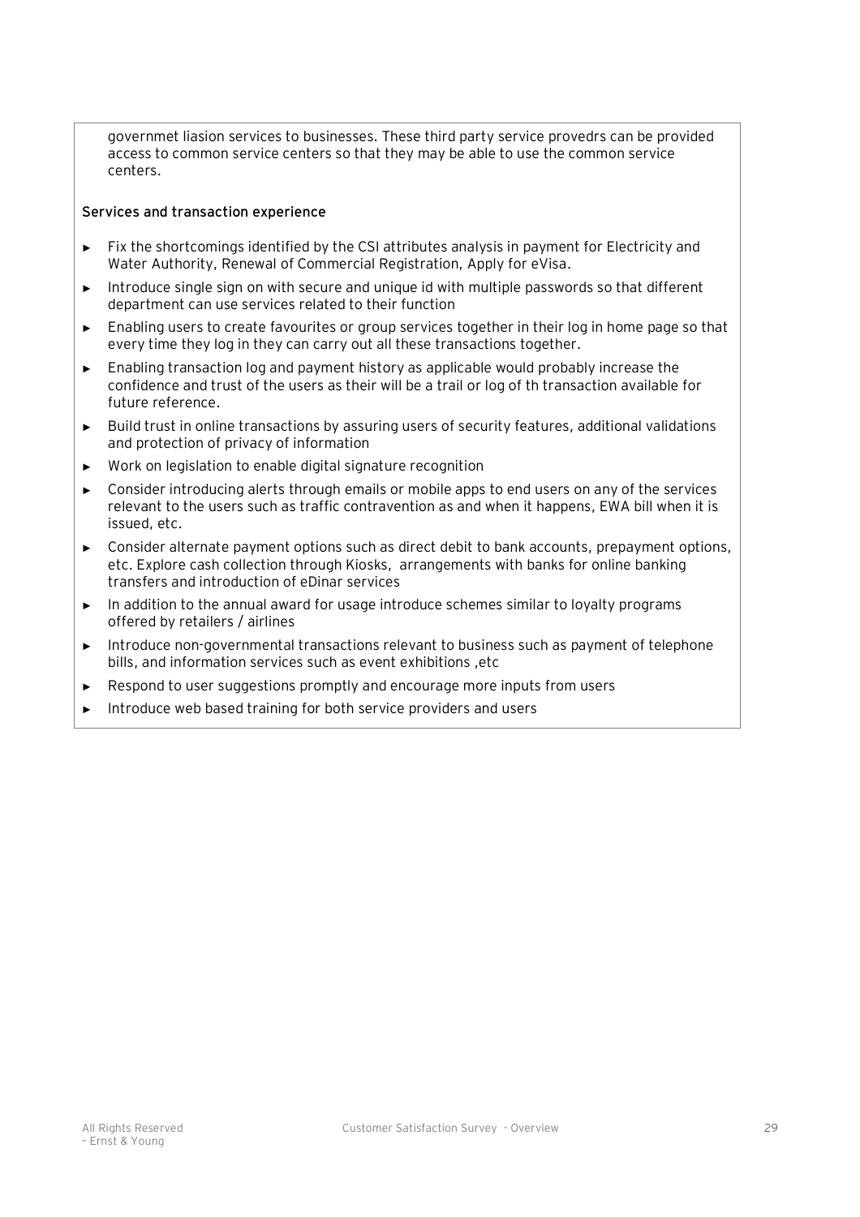governmet liasion services to businesses. These third party service provedrs can be provided access to common service centers so that they may be able to use the common service centers.

**Services and transaction experience**

- Fix the shortcomings identified by the CSI attributes analysis in payment for Electricity and Water Authority, Renewal of Commercial Registration, Apply for eVisa.
- Introduce single sign on with secure and unique id with multiple passwords so that different department can use services related to their function
- Enabling users to create favourites or group services together in their log in home page so that every time they log in they can carry out all these transactions together.
- Enabling transaction log and payment history as applicable would probably increase the confidence and trust of the users as their will be a trail or log of th transaction available for future reference.
- Build trust in online transactions by assuring users of security features, additional validations and protection of privacy of information
- Work on legislation to enable digital signature recognition
- Consider introducing alerts through emails or mobile apps to end users on any of the services relevant to the users such as traffic contravention as and when it happens, EWA bill when it is issued, etc.
- Consider alternate payment options such as direct debit to bank accounts, prepayment options, etc. Explore cash collection through Kiosks, arrangements with banks for online banking transfers and introduction of eDinar services
- In addition to the annual award for usage introduce schemes similar to loyalty programs offered by retailers / airlines
- Introduce non-governmental transactions relevant to business such as payment of telephone bills, and information services such as event exhibitions ,etc
- Respond to user suggestions promptly and encourage more inputs from users
- Introduce web based training for both service providers and users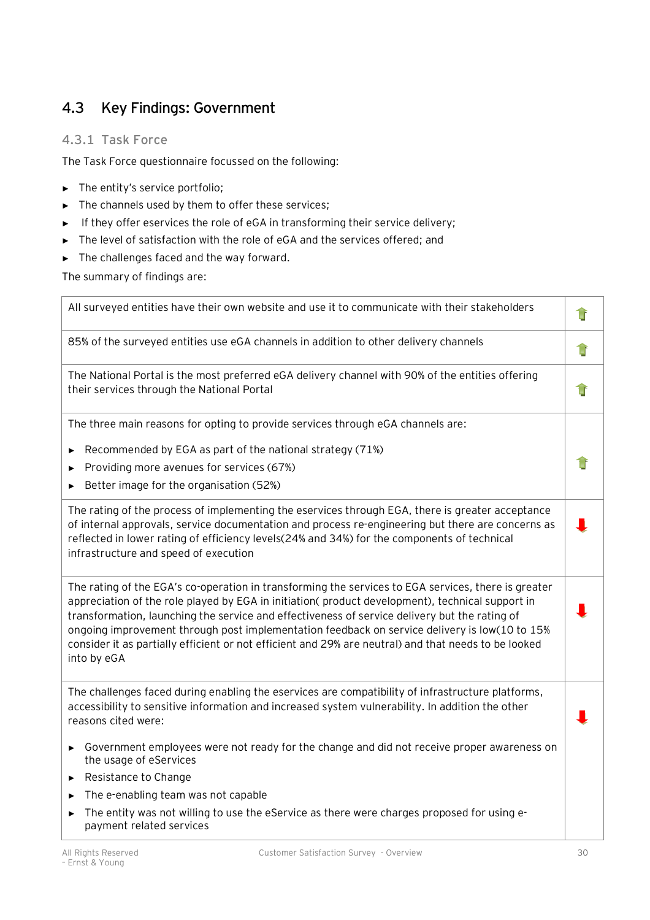## 4.3 Key Findings: Government

### 4.3.1 Task Force

The Task Force questionnaire focussed on the following:

- The entity's service portfolio;
- The channels used by them to offer these services;
- If they offer eservices the role of eGA in transforming their service delivery;
- The level of satisfaction with the role of eGA and the services offered; and
- The challenges faced and the way forward.

The summary of findings are:

| Finding | Trend |
|---|---|
| All surveyed entities have their own website and use it to communicate with their stakeholders | ↑ |
| 85% of the surveyed entities use eGA channels in addition to other delivery channels | ↑ |
| The National Portal is the most preferred eGA delivery channel with 90% of the entities offering their services through the National Portal | ↑ |
| The three main reasons for opting to provide services through eGA channels are: <br>► Recommended by EGA as part of the national strategy (71%) <br>► Providing more avenues for services (67%) <br>► Better image for the organisation (52%) | ↑ |
| The rating of the process of implementing the eservices through EGA, there is greater acceptance of internal approvals, service documentation and process re-engineering but there are concerns as reflected in lower rating of efficiency levels(24% and 34%) for the components of technical infrastructure and speed of execution | ↓ |
| The rating of the EGA's co-operation in transforming the services to EGA services, there is greater appreciation of the role played by EGA in initiation( product development), technical support in transformation, launching the service and effectiveness of service delivery but the rating of ongoing improvement through post implementation feedback on service delivery is low(10 to 15% consider it as partially efficient or not efficient and 29% are neutral) and that needs to be looked into by eGA | ↓ |
| The challenges faced during enabling the eservices are compatibility of infrastructure platforms, accessibility to sensitive information and increased system vulnerability. In addition the other reasons cited were: <br>► Government employees were not ready for the change and did not receive proper awareness on the usage of eServices <br>► Resistance to Change <br>► The e-enabling team was not capable <br>► The entity was not willing to use the eService as there were charges proposed for using e-payment related services | ↓ |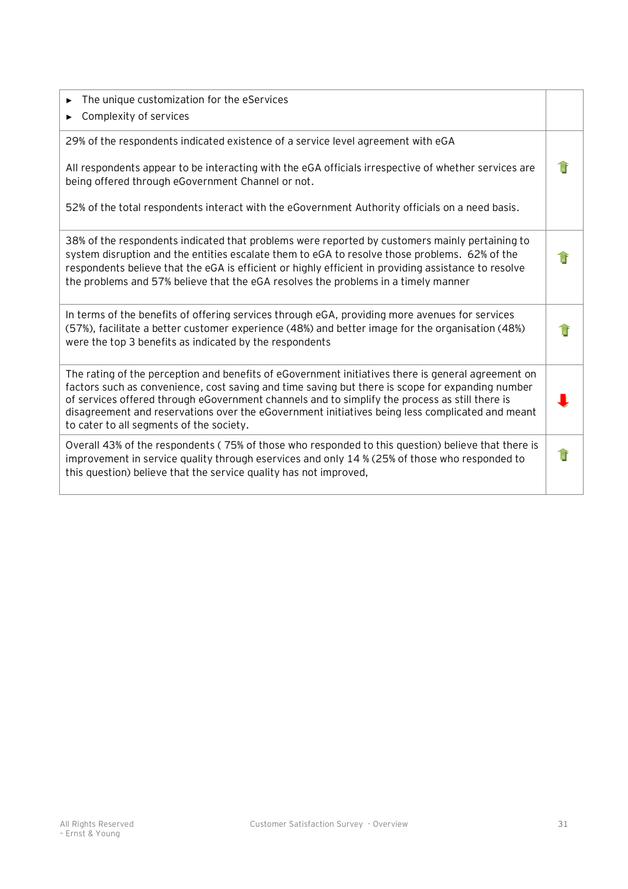| | |
|---|---|
| ► The unique customization for the eServices<br>► Complexity of services | |
| 29% of the respondents indicated existence of a service level agreement with eGA<br><br>All respondents appear to be interacting with the eGA officials irrespective of whether services are being offered through eGovernment Channel or not.<br><br>52% of the total respondents interact with the eGovernment Authority officials on a need basis. | ↑ |
| 38% of the respondents indicated that problems were reported by customers mainly pertaining to system disruption and the entities escalate them to eGA to resolve those problems. 62% of the respondents believe that the eGA is efficient or highly efficient in providing assistance to resolve the problems and 57% believe that the eGA resolves the problems in a timely manner | ↑ |
| In terms of the benefits of offering services through eGA, providing more avenues for services (57%), facilitate a better customer experience (48%) and better image for the organisation (48%) were the top 3 benefits as indicated by the respondents | ↑ |
| The rating of the perception and benefits of eGovernment initiatives there is general agreement on factors such as convenience, cost saving and time saving but there is scope for expanding number of services offered through eGovernment channels and to simplify the process as still there is disagreement and reservations over the eGovernment initiatives being less complicated and meant to cater to all segments of the society. | ↓ |
| Overall 43% of the respondents ( 75% of those who responded to this question) believe that there is improvement in service quality through eservices and only 14 % (25% of those who responded to this question) believe that the service quality has not improved, | ↑ |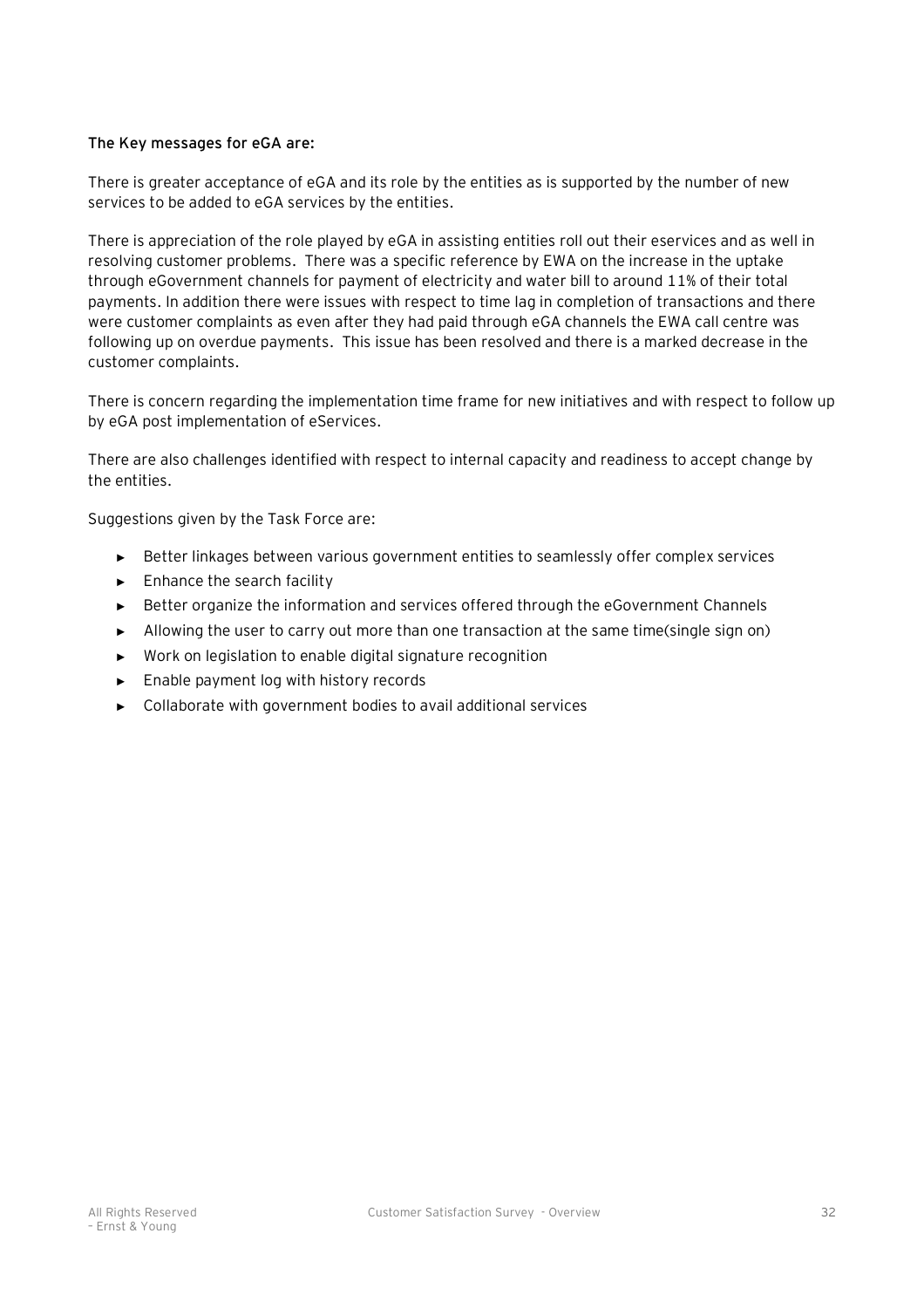**The Key messages for eGA are:**

There is greater acceptance of eGA and its role by the entities as is supported by the number of new services to be added to eGA services by the entities.

There is appreciation of the role played by eGA in assisting entities roll out their eservices and as well in resolving customer problems. There was a specific reference by EWA on the increase in the uptake through eGovernment channels for payment of electricity and water bill to around 11% of their total payments. In addition there were issues with respect to time lag in completion of transactions and there were customer complaints as even after they had paid through eGA channels the EWA call centre was following up on overdue payments. This issue has been resolved and there is a marked decrease in the customer complaints.

There is concern regarding the implementation time frame for new initiatives and with respect to follow up by eGA post implementation of eServices.

There are also challenges identified with respect to internal capacity and readiness to accept change by the entities.

Suggestions given by the Task Force are:

- Better linkages between various government entities to seamlessly offer complex services
- Enhance the search facility
- Better organize the information and services offered through the eGovernment Channels
- Allowing the user to carry out more than one transaction at the same time(single sign on)
- Work on legislation to enable digital signature recognition
- Enable payment log with history records
- Collaborate with government bodies to avail additional services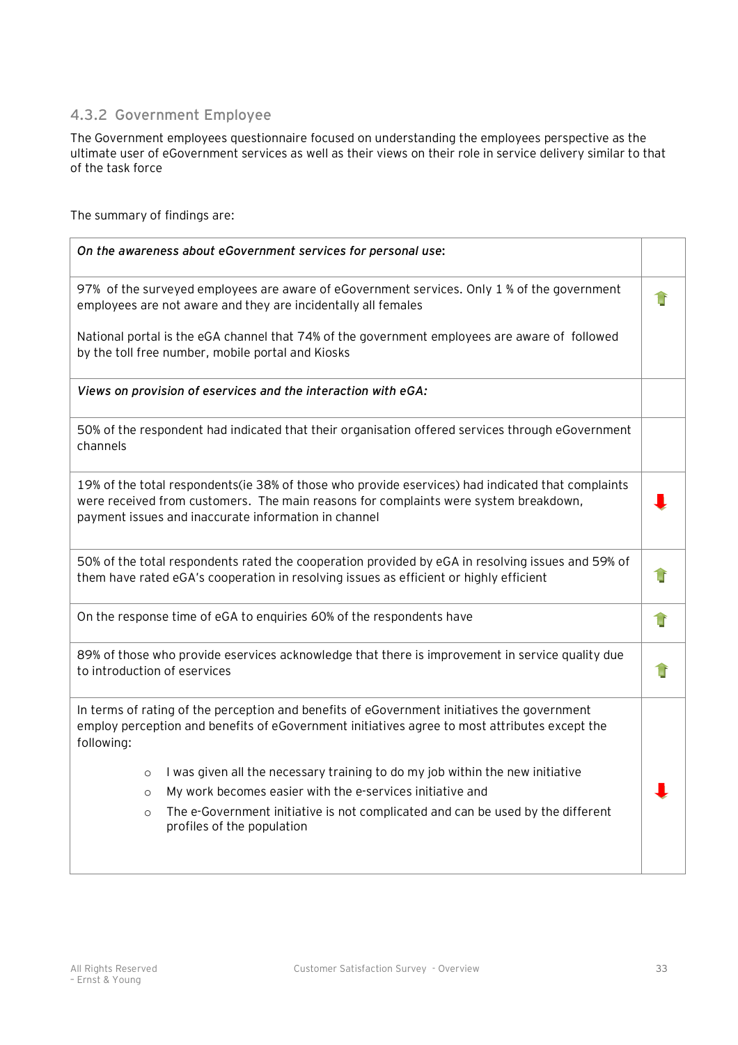### 4.3.2 Government Employee

The Government employees questionnaire focused on understanding the employees perspective as the ultimate user of eGovernment services as well as their views on their role in service delivery similar to that of the task force

The summary of findings are:

| *On the awareness about eGovernment services for personal use:* | |
|---|---|
| 97% of the surveyed employees are aware of eGovernment services. Only 1 % of the government employees are not aware and they are incidentally all females<br><br>National portal is the eGA channel that 74% of the government employees are aware of followed by the toll free number, mobile portal and Kiosks | ↑ |
| *Views on provision of eservices and the interaction with eGA:* | |
| 50% of the respondent had indicated that their organisation offered services through eGovernment channels | |
| 19% of the total respondents(ie 38% of those who provide eservices) had indicated that complaints were received from customers. The main reasons for complaints were system breakdown, payment issues and inaccurate information in channel | ↓ |
| 50% of the total respondents rated the cooperation provided by eGA in resolving issues and 59% of them have rated eGA's cooperation in resolving issues as efficient or highly efficient | ↑ |
| On the response time of eGA to enquiries 60% of the respondents have | ↑ |
| 89% of those who provide eservices acknowledge that there is improvement in service quality due to introduction of eservices | ↑ |
| In terms of rating of the perception and benefits of eGovernment initiatives the government employ perception and benefits of eGovernment initiatives agree to most attributes except the following:<br>○ I was given all the necessary training to do my job within the new initiative<br>○ My work becomes easier with the e-services initiative and<br>○ The e-Government initiative is not complicated and can be used by the different profiles of the population | ↓ |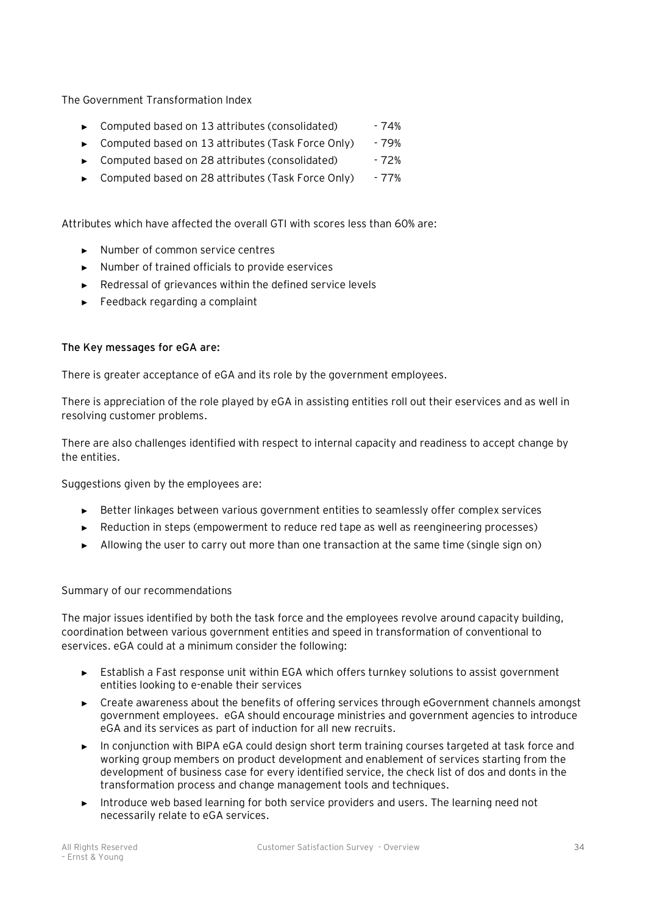The Government Transformation Index

- Computed based on 13 attributes (consolidated) - 74%
- Computed based on 13 attributes (Task Force Only) - 79%
- Computed based on 28 attributes (consolidated) - 72%
- Computed based on 28 attributes (Task Force Only) - 77%

Attributes which have affected the overall GTI with scores less than 60% are:

- Number of common service centres
- Number of trained officials to provide eservices
- Redressal of grievances within the defined service levels
- Feedback regarding a complaint

**The Key messages for eGA are:**

There is greater acceptance of eGA and its role by the government employees.

There is appreciation of the role played by eGA in assisting entities roll out their eservices and as well in resolving customer problems.

There are also challenges identified with respect to internal capacity and readiness to accept change by the entities.

Suggestions given by the employees are:

- Better linkages between various government entities to seamlessly offer complex services
- Reduction in steps (empowerment to reduce red tape as well as reengineering processes)
- Allowing the user to carry out more than one transaction at the same time (single sign on)

Summary of our recommendations

The major issues identified by both the task force and the employees revolve around capacity building, coordination between various government entities and speed in transformation of conventional to eservices. eGA could at a minimum consider the following:

- Establish a Fast response unit within EGA which offers turnkey solutions to assist government entities looking to e-enable their services
- Create awareness about the benefits of offering services through eGovernment channels amongst government employees. eGA should encourage ministries and government agencies to introduce eGA and its services as part of induction for all new recruits.
- In conjunction with BIPA eGA could design short term training courses targeted at task force and working group members on product development and enablement of services starting from the development of business case for every identified service, the check list of dos and donts in the transformation process and change management tools and techniques.
- Introduce web based learning for both service providers and users. The learning need not necessarily relate to eGA services.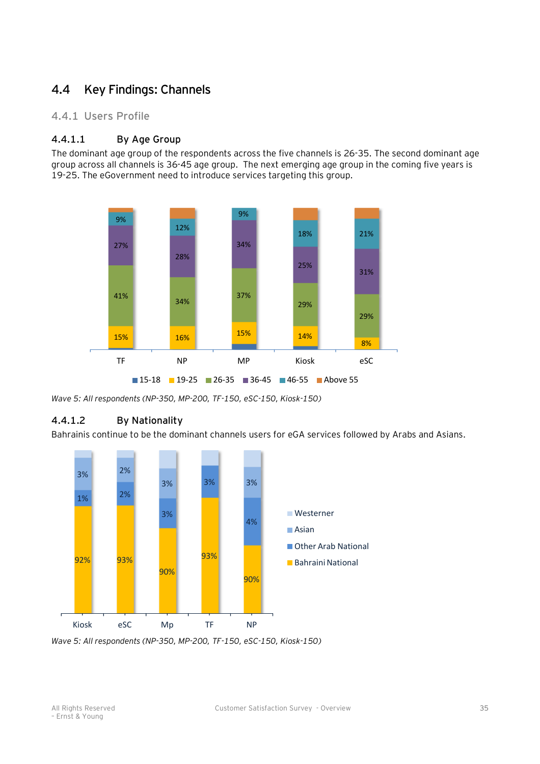## 4.4 Key Findings: Channels

### 4.4.1 Users Profile

#### 4.4.1.1 By Age Group

The dominant age group of the respondents across the five channels is 26-35. The second dominant age group across all channels is 36-45 age group. The next emerging age group in the coming five years is 19-25. The eGovernment need to introduce services targeting this group.

| | TF | NP | MP | Kiosk | eSC |
|---|---|---|---|---|---|
| 15-18 | | | | | |
| 19-25 | 15% | 16% | 15% | 14% | 8% |
| 26-35 | 41% | 34% | 37% | 29% | 29% |
| 36-45 | 27% | 28% | 34% | 25% | 31% |
| 46-55 | 9% | 12% | 9% | 18% | 21% |
| Above 55 | | | | | |

*Wave 5: All respondents (NP-350, MP-200, TF-150, eSC-150, Kiosk-150)*

#### 4.4.1.2 By Nationality

Bahrainis continue to be the dominant channels users for eGA services followed by Arabs and Asians.

| | Kiosk | eSC | Mp | TF | NP |
|---|---|---|---|---|---|
| Westerner | | | | | |
| Asian | 3% | 2% | 3% | | 3% |
| Other Arab National | 1% | 2% | 3% | 3% | 4% |
| Bahraini National | 92% | 93% | 90% | 93% | 90% |

*Wave 5: All respondents (NP-350, MP-200, TF-150, eSC-150, Kiosk-150)*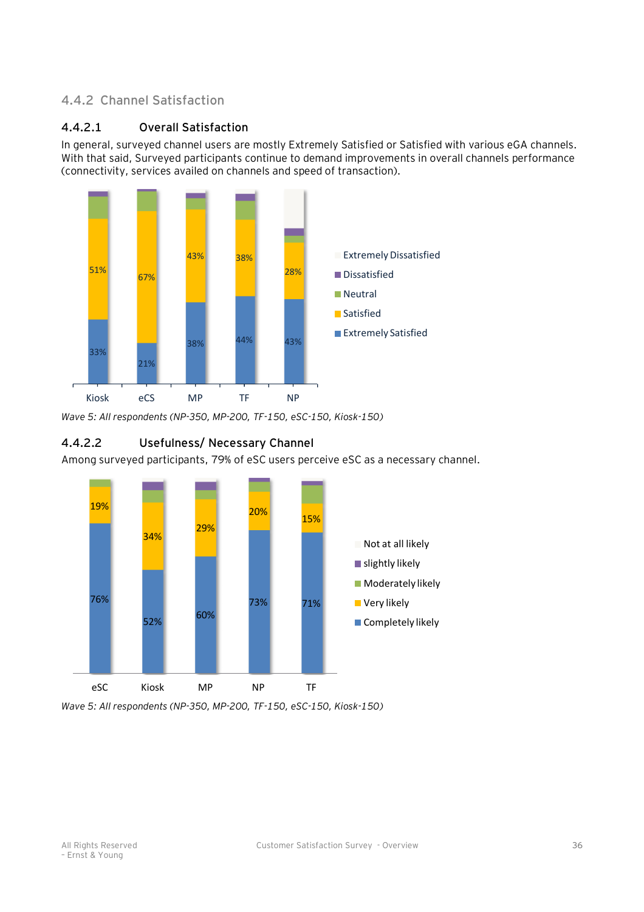## 4.4.2 Channel Satisfaction

### 4.4.2.1 Overall Satisfaction

In general, surveyed channel users are mostly Extremely Satisfied or Satisfied with various eGA channels. With that said, Surveyed participants continue to demand improvements in overall channels performance (connectivity, services availed on channels and speed of transaction).

| | Kiosk | eCS | MP | TF | NP |
|---|---|---|---|---|---|
| Satisfied | 51% | 67% | 43% | 38% | 28% |
| Extremely Satisfied | 33% | 21% | 38% | 44% | 43% |

Legend: Extremely Dissatisfied, Dissatisfied, Neutral, Satisfied, Extremely Satisfied

*Wave 5: All respondents (NP-350, MP-200, TF-150, eSC-150, Kiosk-150)*

### 4.4.2.2 Usefulness/ Necessary Channel

Among surveyed participants, 79% of eSC users perceive eSC as a necessary channel.

| | eSC | Kiosk | MP | NP | TF |
|---|---|---|---|---|---|
| Very likely | 19% | 34% | 29% | 20% | 15% |
| Completely likely | 76% | 52% | 60% | 73% | 71% |

Legend: Not at all likely, slightly likely, Moderately likely, Very likely, Completely likely

*Wave 5: All respondents (NP-350, MP-200, TF-150, eSC-150, Kiosk-150)*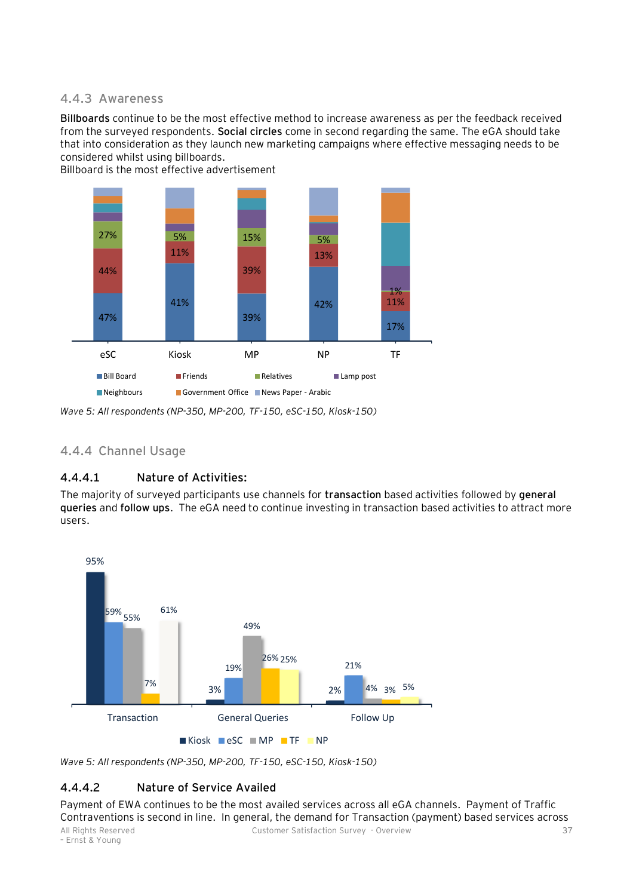## 4.4.3 Awareness

**Billboards** continue to be the most effective method to increase awareness as per the feedback received from the surveyed respondents. **Social circles** come in second regarding the same. The eGA should take that into consideration as they launch new marketing campaigns where effective messaging needs to be considered whilst using billboards.

Billboard is the most effective advertisement

| | eSC | Kiosk | MP | NP | TF |
|---|---|---|---|---|---|
| Bill Board | 47% | 41% | 39% | 42% | 17% |
| Friends | 44% | 11% | 39% | 13% | 11% |
| Relatives | 27% | 5% | 15% | 5% | 1% |

Legend: Bill Board, Friends, Relatives, Lamp post, Neighbours, Government Office, News Paper - Arabic

*Wave 5: All respondents (NP-350, MP-200, TF-150, eSC-150, Kiosk-150)*

## 4.4.4 Channel Usage

### 4.4.4.1 Nature of Activities:

The majority of surveyed participants use channels for **transaction** based activities followed by **general queries** and **follow ups**. The eGA need to continue investing in transaction based activities to attract more users.

| | Kiosk | eSC | MP | TF | NP |
|---|---|---|---|---|---|
| Transaction | 95% | 59% | 55% | 7% | 61% |
| General Queries | 3% | 19% | 49% | 26% | 25% |
| Follow Up | 2% | 21% | 4% | 3% | 5% |

*Wave 5: All respondents (NP-350, MP-200, TF-150, eSC-150, Kiosk-150)*

### 4.4.4.2 Nature of Service Availed

Payment of EWA continues to be the most availed services across all eGA channels. Payment of Traffic Contraventions is second in line. In general, the demand for Transaction (payment) based services across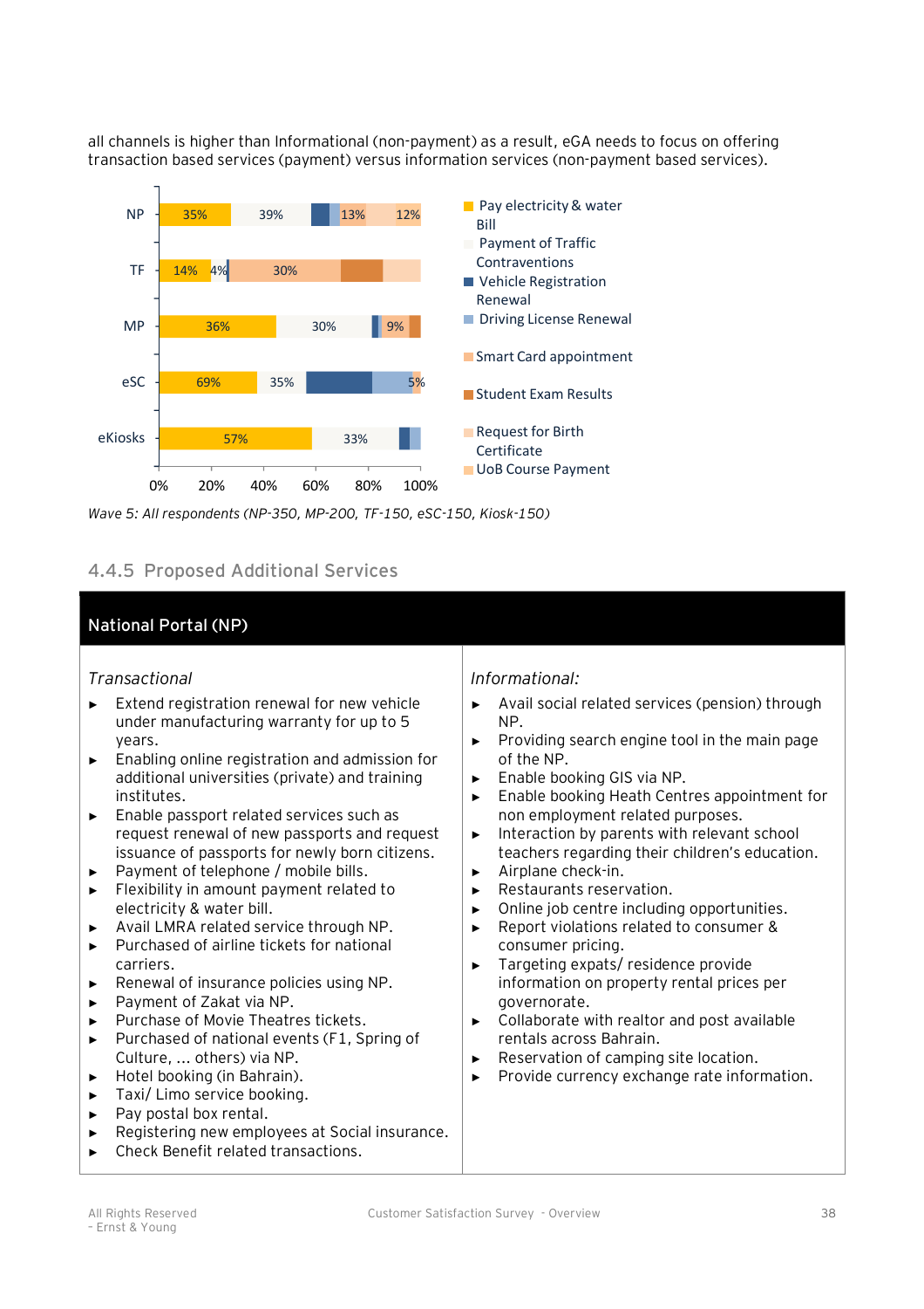all channels is higher than Informational (non-payment) as a result, eGA needs to focus on offering transaction based services (payment) versus information services (non-payment based services).

| | Pay electricity & water Bill | Payment of Traffic Contraventions | Vehicle Registration Renewal | Driving License Renewal | Smart Card appointment | Student Exam Results | Request for Birth Certificate | UoB Course Payment |
|---|---|---|---|---|---|---|---|---|
| NP | 35% | 39% | | | 13% | | 12% | |
| TF | 14% | 4% | | | 30% | | | |
| MP | 36% | 30% | | | 9% | | | |
| eSC | 69% | 35% | | | 5% | | | |
| eKiosks | 57% | 33% | | | | | | |

*Wave 5: All respondents (NP-350, MP-200, TF-150, eSC-150, Kiosk-150)*

### 4.4.5 Proposed Additional Services

| National Portal (NP) | |
|---|---|
| *Transactional* | *Informational:* |
| ▸ Extend registration renewal for new vehicle under manufacturing warranty for up to 5 years.<br>▸ Enabling online registration and admission for additional universities (private) and training institutes.<br>▸ Enable passport related services such as request renewal of new passports and request issuance of passports for newly born citizens.<br>▸ Payment of telephone / mobile bills.<br>▸ Flexibility in amount payment related to electricity & water bill.<br>▸ Avail LMRA related service through NP.<br>▸ Purchased of airline tickets for national carriers.<br>▸ Renewal of insurance policies using NP.<br>▸ Payment of Zakat via NP.<br>▸ Purchase of Movie Theatres tickets.<br>▸ Purchased of national events (F1, Spring of Culture, … others) via NP.<br>▸ Hotel booking (in Bahrain).<br>▸ Taxi/ Limo service booking.<br>▸ Pay postal box rental.<br>▸ Registering new employees at Social insurance.<br>▸ Check Benefit related transactions. | ▸ Avail social related services (pension) through NP.<br>▸ Providing search engine tool in the main page of the NP.<br>▸ Enable booking GIS via NP.<br>▸ Enable booking Heath Centres appointment for non employment related purposes.<br>▸ Interaction by parents with relevant school teachers regarding their children's education.<br>▸ Airplane check-in.<br>▸ Restaurants reservation.<br>▸ Online job centre including opportunities.<br>▸ Report violations related to consumer & consumer pricing.<br>▸ Targeting expats/ residence provide information on property rental prices per governorate.<br>▸ Collaborate with realtor and post available rentals across Bahrain.<br>▸ Reservation of camping site location.<br>▸ Provide currency exchange rate information. |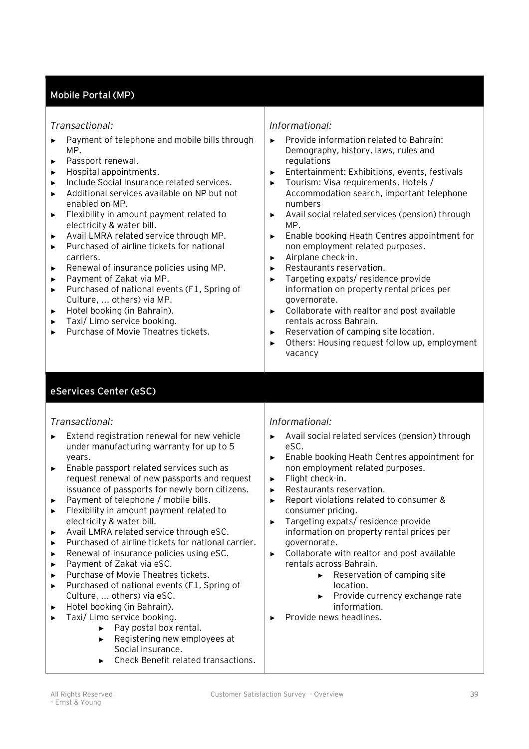## Mobile Portal (MP)

*Transactional:*

- Payment of telephone and mobile bills through MP.
- Passport renewal.
- Hospital appointments.
- Include Social Insurance related services.
- Additional services available on NP but not enabled on MP.
- Flexibility in amount payment related to electricity & water bill.
- Avail LMRA related service through MP.
- Purchased of airline tickets for national carriers.
- Renewal of insurance policies using MP.
- Payment of Zakat via MP.
- Purchased of national events (F1, Spring of Culture, … others) via MP.
- Hotel booking (in Bahrain).
- Taxi/ Limo service booking.
- Purchase of Movie Theatres tickets.

*Informational:*

- Provide information related to Bahrain: Demography, history, laws, rules and regulations
- Entertainment: Exhibitions, events, festivals
- Tourism: Visa requirements, Hotels / Accommodation search, important telephone numbers
- Avail social related services (pension) through MP.
- Enable booking Heath Centres appointment for non employment related purposes.
- Airplane check-in.
- Restaurants reservation.
- Targeting expats/ residence provide information on property rental prices per governorate.
- Collaborate with realtor and post available rentals across Bahrain.
- Reservation of camping site location.
- Others: Housing request follow up, employment vacancy

## eServices Center (eSC)

*Transactional:*

- Extend registration renewal for new vehicle under manufacturing warranty for up to 5 years.
- Enable passport related services such as request renewal of new passports and request issuance of passports for newly born citizens.
- Payment of telephone / mobile bills.
- Flexibility in amount payment related to electricity & water bill.
- Avail LMRA related service through eSC.
- Purchased of airline tickets for national carrier.
- Renewal of insurance policies using eSC.
- Payment of Zakat via eSC.
- Purchase of Movie Theatres tickets.
- Purchased of national events (F1, Spring of Culture, … others) via eSC.
- Hotel booking (in Bahrain).
- Taxi/ Limo service booking.
  - Pay postal box rental.
  - Registering new employees at Social insurance.
  - Check Benefit related transactions.

*Informational:*

- Avail social related services (pension) through eSC.
- Enable booking Heath Centres appointment for non employment related purposes.
- Flight check-in.
- Restaurants reservation.
- Report violations related to consumer & consumer pricing.
- Targeting expats/ residence provide information on property rental prices per governorate.
- Collaborate with realtor and post available rentals across Bahrain.
  - Reservation of camping site location.
  - Provide currency exchange rate information.
- Provide news headlines.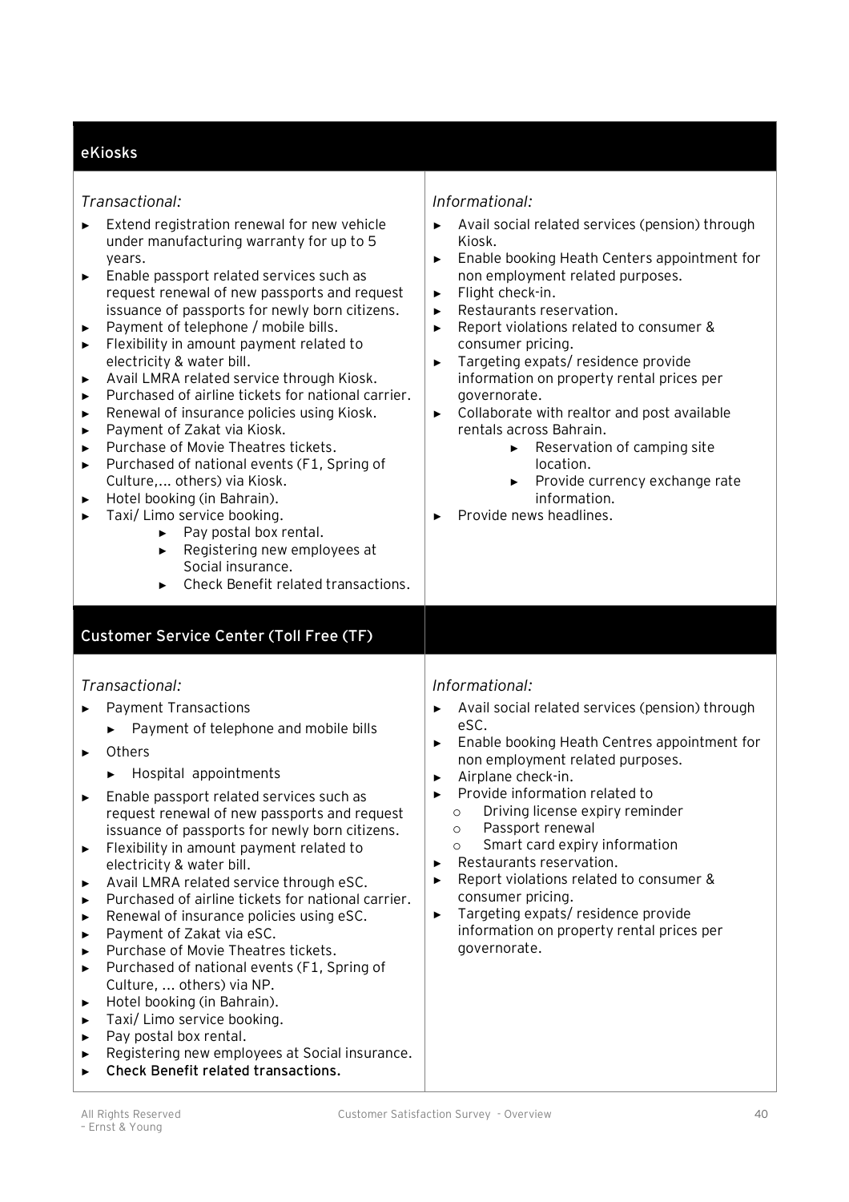## eKiosks

*Transactional:*

- Extend registration renewal for new vehicle under manufacturing warranty for up to 5 years.
- Enable passport related services such as request renewal of new passports and request issuance of passports for newly born citizens.
- Payment of telephone / mobile bills.
- Flexibility in amount payment related to electricity & water bill.
- Avail LMRA related service through Kiosk.
- Purchased of airline tickets for national carrier.
- Renewal of insurance policies using Kiosk.
- Payment of Zakat via Kiosk.
- Purchase of Movie Theatres tickets.
- Purchased of national events (F1, Spring of Culture,… others) via Kiosk.
- Hotel booking (in Bahrain).
- Taxi/ Limo service booking.
  - Pay postal box rental.
  - Registering new employees at Social insurance.
  - Check Benefit related transactions.

*Informational:*

- Avail social related services (pension) through Kiosk.
- Enable booking Heath Centers appointment for non employment related purposes.
- Flight check-in.
- Restaurants reservation.
- Report violations related to consumer & consumer pricing.
- Targeting expats/ residence provide information on property rental prices per governorate.
- Collaborate with realtor and post available rentals across Bahrain.
  - Reservation of camping site location.
  - Provide currency exchange rate information.
- Provide news headlines.

## Customer Service Center (Toll Free (TF)

*Transactional:*

- Payment Transactions
  - Payment of telephone and mobile bills
- Others
  - Hospital appointments
- Enable passport related services such as request renewal of new passports and request issuance of passports for newly born citizens.
- Flexibility in amount payment related to electricity & water bill.
- Avail LMRA related service through eSC.
- Purchased of airline tickets for national carrier.
- Renewal of insurance policies using eSC.
- Payment of Zakat via eSC.
- Purchase of Movie Theatres tickets.
- Purchased of national events (F1, Spring of Culture, … others) via NP.
- Hotel booking (in Bahrain).
- Taxi/ Limo service booking.
- Pay postal box rental.
- Registering new employees at Social insurance.
- **Check Benefit related transactions.**

*Informational:*

- Avail social related services (pension) through eSC.
- Enable booking Heath Centres appointment for non employment related purposes.
- Airplane check-in.
- Provide information related to
  - Driving license expiry reminder
  - Passport renewal
  - Smart card expiry information
- Restaurants reservation.
- Report violations related to consumer & consumer pricing.
- Targeting expats/ residence provide information on property rental prices per governorate.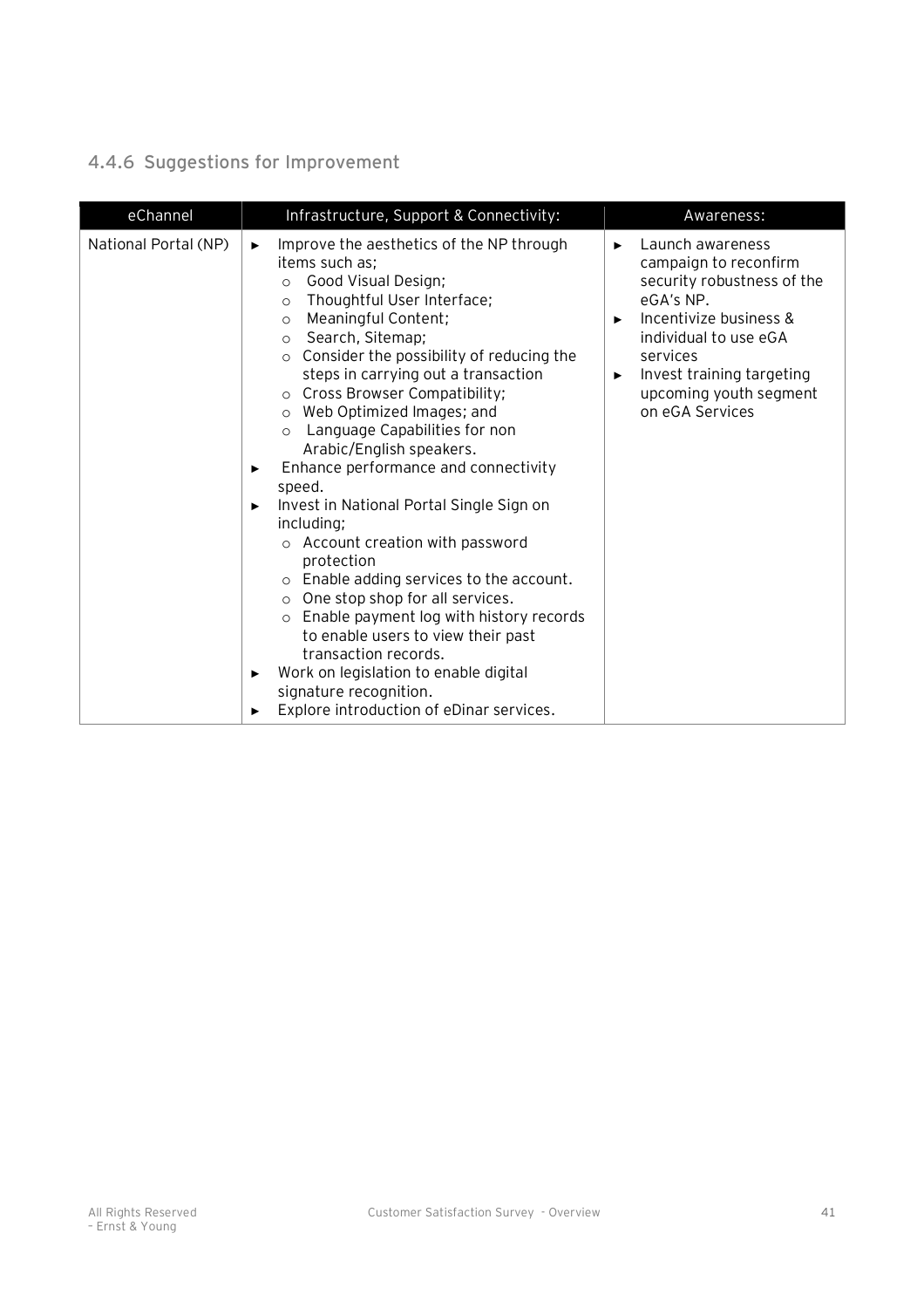### 4.4.6 Suggestions for Improvement

| eChannel | Infrastructure, Support & Connectivity: | Awareness: |
|---|---|---|
| National Portal (NP) | ► Improve the aesthetics of the NP through items such as;<br>○ Good Visual Design;<br>○ Thoughtful User Interface;<br>○ Meaningful Content;<br>○ Search, Sitemap;<br>○ Consider the possibility of reducing the steps in carrying out a transaction<br>○ Cross Browser Compatibility;<br>○ Web Optimized Images; and<br>○ Language Capabilities for non Arabic/English speakers.<br>► Enhance performance and connectivity speed.<br>► Invest in National Portal Single Sign on including;<br>○ Account creation with password protection<br>○ Enable adding services to the account.<br>○ One stop shop for all services.<br>○ Enable payment log with history records to enable users to view their past transaction records.<br>► Work on legislation to enable digital signature recognition.<br>► Explore introduction of eDinar services. | ► Launch awareness campaign to reconfirm security robustness of the eGA's NP.<br>► Incentivize business & individual to use eGA services<br>► Invest training targeting upcoming youth segment on eGA Services |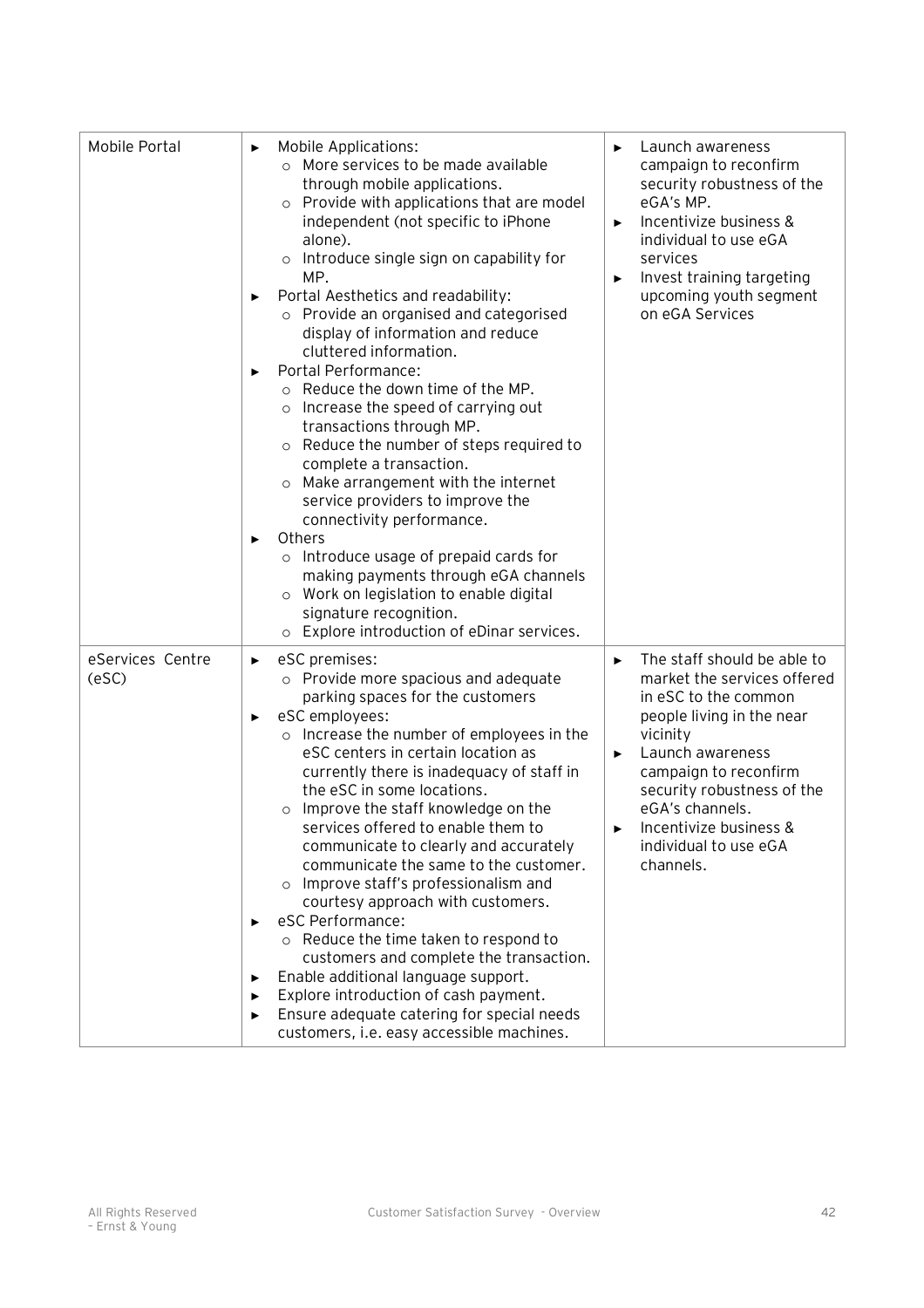| | | |
|---|---|---|
| Mobile Portal | ► Mobile Applications:<br>○ More services to be made available through mobile applications.<br>○ Provide with applications that are model independent (not specific to iPhone alone).<br>○ Introduce single sign on capability for MP.<br>► Portal Aesthetics and readability:<br>○ Provide an organised and categorised display of information and reduce cluttered information.<br>► Portal Performance:<br>○ Reduce the down time of the MP.<br>○ Increase the speed of carrying out transactions through MP.<br>○ Reduce the number of steps required to complete a transaction.<br>○ Make arrangement with the internet service providers to improve the connectivity performance.<br>► Others<br>○ Introduce usage of prepaid cards for making payments through eGA channels<br>○ Work on legislation to enable digital signature recognition.<br>○ Explore introduction of eDinar services. | ► Launch awareness campaign to reconfirm security robustness of the eGA's MP.<br>► Incentivize business & individual to use eGA services<br>► Invest training targeting upcoming youth segment on eGA Services |
| eServices Centre (eSC) | ► eSC premises:<br>○ Provide more spacious and adequate parking spaces for the customers<br>► eSC employees:<br>○ Increase the number of employees in the eSC centers in certain location as currently there is inadequacy of staff in the eSC in some locations.<br>○ Improve the staff knowledge on the services offered to enable them to communicate to clearly and accurately communicate the same to the customer.<br>○ Improve staff's professionalism and courtesy approach with customers.<br>► eSC Performance:<br>○ Reduce the time taken to respond to customers and complete the transaction.<br>► Enable additional language support.<br>► Explore introduction of cash payment.<br>► Ensure adequate catering for special needs customers, i.e. easy accessible machines. | ► The staff should be able to market the services offered in eSC to the common people living in the near vicinity<br>► Launch awareness campaign to reconfirm security robustness of the eGA's channels.<br>► Incentivize business & individual to use eGA channels. |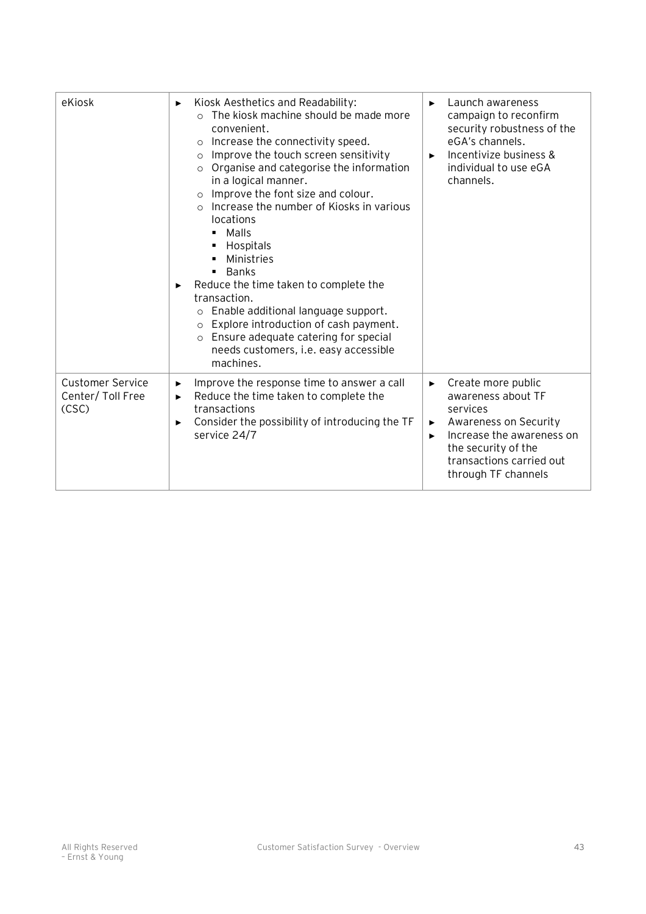| | | |
|---|---|---|
| eKiosk | ► Kiosk Aesthetics and Readability:<br>○ The kiosk machine should be made more convenient.<br>○ Increase the connectivity speed.<br>○ Improve the touch screen sensitivity<br>○ Organise and categorise the information in a logical manner.<br>○ Improve the font size and colour.<br>○ Increase the number of Kiosks in various locations<br>▪ Malls<br>▪ Hospitals<br>▪ Ministries<br>▪ Banks<br>► Reduce the time taken to complete the transaction.<br>○ Enable additional language support.<br>○ Explore introduction of cash payment.<br>○ Ensure adequate catering for special needs customers, i.e. easy accessible machines. | ► Launch awareness campaign to reconfirm security robustness of the eGA's channels.<br>► Incentivize business & individual to use eGA channels. |
| Customer Service Center/ Toll Free (CSC) | ► Improve the response time to answer a call<br>► Reduce the time taken to complete the transactions<br>► Consider the possibility of introducing the TF service 24/7 | ► Create more public awareness about TF services<br>► Awareness on Security<br>► Increase the awareness on the security of the transactions carried out through TF channels |